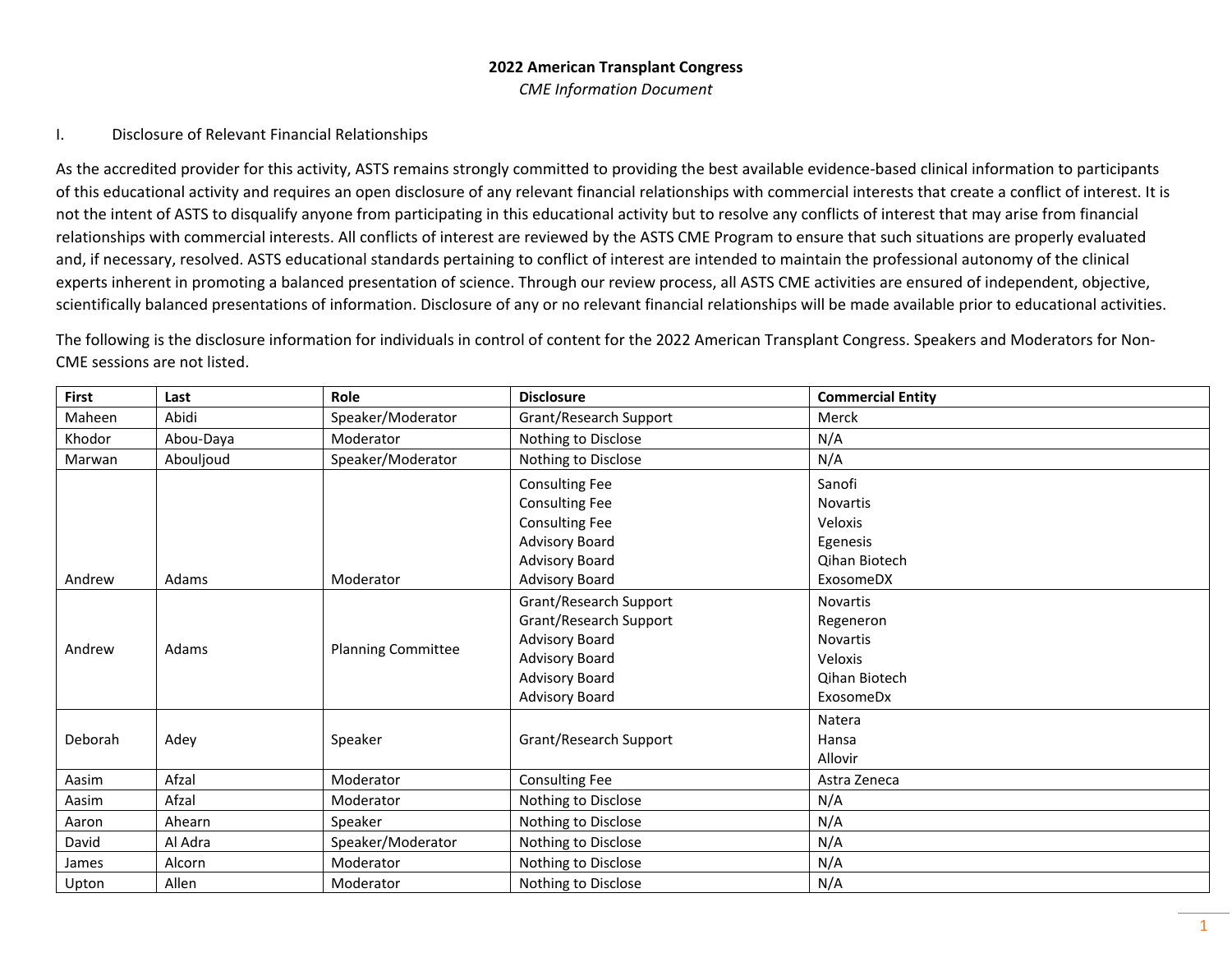**2022 American Transplant Congress**

*CME Information Document*

I. Disclosure of Relevant Financial Relationships

As the accredited provider for this activity, ASTS remains strongly committed to providing the best available evidence-based clinical information to participants of this educational activity and requires an open disclosure of any relevant financial relationships with commercial interests that create a conflict of interest. It is not the intent of ASTS to disqualify anyone from participating in this educational activity but to resolve any conflicts of interest that may arise from financial relationships with commercial interests. All conflicts of interest are reviewed by the ASTS CME Program to ensure that such situations are properly evaluated and, if necessary, resolved. ASTS educational standards pertaining to conflict of interest are intended to maintain the professional autonomy of the clinical experts inherent in promoting a balanced presentation of science. Through our review process, all ASTS CME activities are ensured of independent, objective, scientifically balanced presentations of information. Disclosure of any or no relevant financial relationships will be made available prior to educational activities.

The following is the disclosure information for individuals in control of content for the 2022 American Transplant Congress. Speakers and Moderators for Non-CME sessions are not listed.

| First | Last | Role | Disclosure | Commercial Entity |
|---|---|---|---|---|
| Maheen | Abidi | Speaker/Moderator | Grant/Research Support | Merck |
| Khodor | Abou-Daya | Moderator | Nothing to Disclose | N/A |
| Marwan | Abouljoud | Speaker/Moderator | Nothing to Disclose | N/A |
| Andrew | Adams | Moderator | Consulting Fee<br>Consulting Fee<br>Consulting Fee<br>Advisory Board<br>Advisory Board<br>Advisory Board | Sanofi<br>Novartis<br>Veloxis<br>Egenesis<br>Qihan Biotech<br>ExosomeDX |
| Andrew | Adams | Planning Committee | Grant/Research Support<br>Grant/Research Support<br>Advisory Board<br>Advisory Board<br>Advisory Board<br>Advisory Board | Novartis<br>Regeneron<br>Novartis<br>Veloxis<br>Qihan Biotech<br>ExosomeDx |
| Deborah | Adey | Speaker | Grant/Research Support | Natera<br>Hansa<br>Allovir |
| Aasim | Afzal | Moderator | Consulting Fee | Astra Zeneca |
| Aasim | Afzal | Moderator | Nothing to Disclose | N/A |
| Aaron | Ahearn | Speaker | Nothing to Disclose | N/A |
| David | Al Adra | Speaker/Moderator | Nothing to Disclose | N/A |
| James | Alcorn | Moderator | Nothing to Disclose | N/A |
| Upton | Allen | Moderator | Nothing to Disclose | N/A |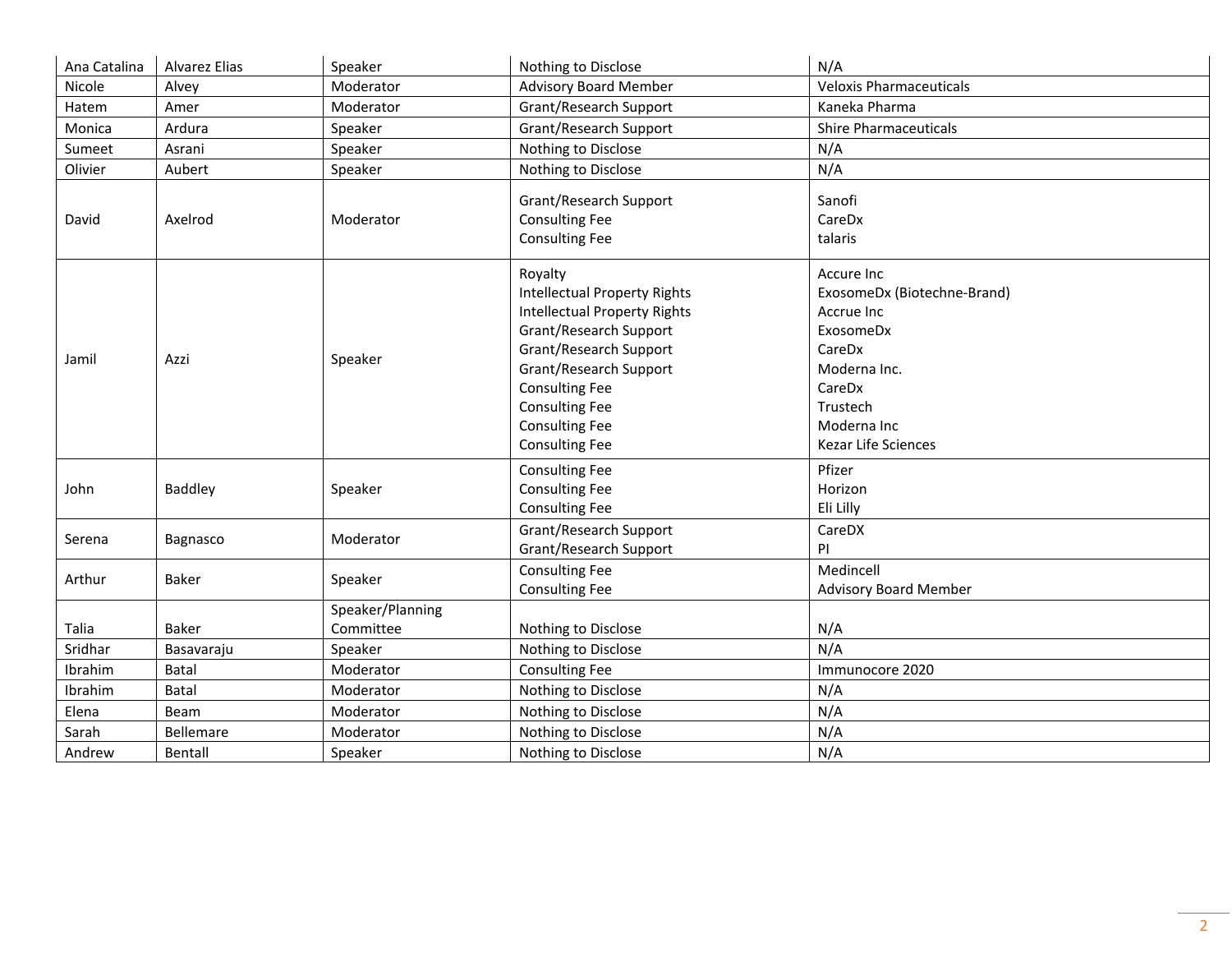| Ana Catalina | Alvarez Elias | Speaker | Nothing to Disclose | N/A |
|---|---|---|---|---|
| Nicole | Alvey | Moderator | Advisory Board Member | Veloxis Pharmaceuticals |
| Hatem | Amer | Moderator | Grant/Research Support | Kaneka Pharma |
| Monica | Ardura | Speaker | Grant/Research Support | Shire Pharmaceuticals |
| Sumeet | Asrani | Speaker | Nothing to Disclose | N/A |
| Olivier | Aubert | Speaker | Nothing to Disclose | N/A |
| David | Axelrod | Moderator | Grant/Research Support<br>Consulting Fee<br>Consulting Fee | Sanofi<br>CareDx<br>talaris |
| Jamil | Azzi | Speaker | Royalty<br>Intellectual Property Rights<br>Intellectual Property Rights<br>Grant/Research Support<br>Grant/Research Support<br>Grant/Research Support<br>Consulting Fee<br>Consulting Fee<br>Consulting Fee<br>Consulting Fee | Accure Inc<br>ExosomeDx (Biotechne-Brand)<br>Accrue Inc<br>ExosomeDx<br>CareDx<br>Moderna Inc.<br>CareDx<br>Trustech<br>Moderna Inc<br>Kezar Life Sciences |
| John | Baddley | Speaker | Consulting Fee<br>Consulting Fee<br>Consulting Fee | Pfizer<br>Horizon<br>Eli Lilly |
| Serena | Bagnasco | Moderator | Grant/Research Support<br>Grant/Research Support | CareDX<br>PI |
| Arthur | Baker | Speaker | Consulting Fee<br>Consulting Fee | Medincell<br>Advisory Board Member |
| Talia | Baker | Speaker/Planning Committee | Nothing to Disclose | N/A |
| Sridhar | Basavaraju | Speaker | Nothing to Disclose | N/A |
| Ibrahim | Batal | Moderator | Consulting Fee | Immunocore 2020 |
| Ibrahim | Batal | Moderator | Nothing to Disclose | N/A |
| Elena | Beam | Moderator | Nothing to Disclose | N/A |
| Sarah | Bellemare | Moderator | Nothing to Disclose | N/A |
| Andrew | Bentall | Speaker | Nothing to Disclose | N/A |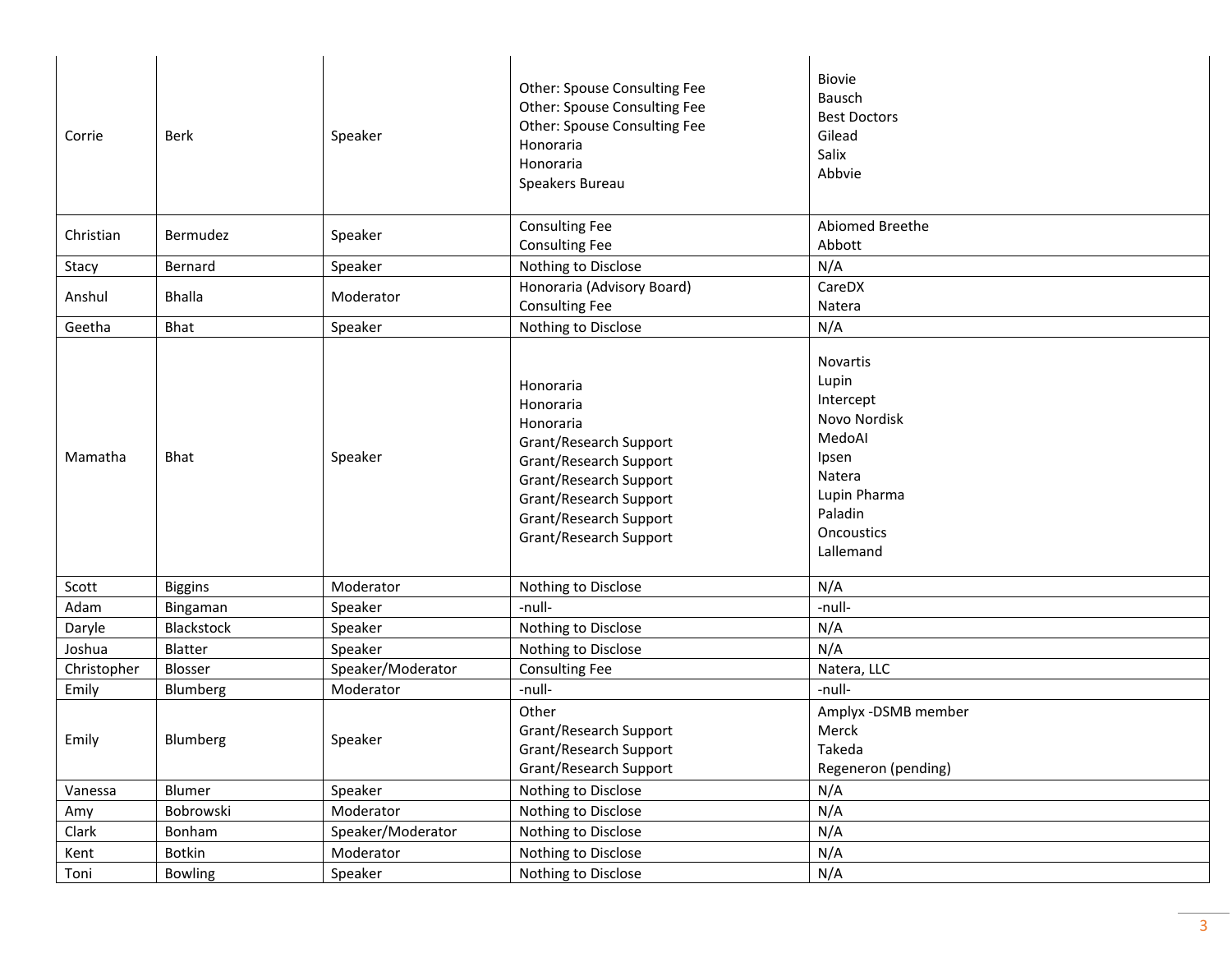| | | | | |
|---|---|---|---|---|
| Corrie | Berk | Speaker | Other: Spouse Consulting Fee<br>Other: Spouse Consulting Fee<br>Other: Spouse Consulting Fee<br>Honoraria<br>Honoraria<br>Speakers Bureau | Biovie<br>Bausch<br>Best Doctors<br>Gilead<br>Salix<br>Abbvie |
| Christian | Bermudez | Speaker | Consulting Fee<br>Consulting Fee | Abiomed Breethe<br>Abbott |
| Stacy | Bernard | Speaker | Nothing to Disclose | N/A |
| Anshul | Bhalla | Moderator | Honoraria (Advisory Board)<br>Consulting Fee | CareDX<br>Natera |
| Geetha | Bhat | Speaker | Nothing to Disclose | N/A |
| Mamatha | Bhat | Speaker | Honoraria<br>Honoraria<br>Honoraria<br>Grant/Research Support<br>Grant/Research Support<br>Grant/Research Support<br>Grant/Research Support<br>Grant/Research Support<br>Grant/Research Support | Novartis<br>Lupin<br>Intercept<br>Novo Nordisk<br>MedoAI<br>Ipsen<br>Natera<br>Lupin Pharma<br>Paladin<br>Oncoustics<br>Lallemand |
| Scott | Biggins | Moderator | Nothing to Disclose | N/A |
| Adam | Bingaman | Speaker | -null- | -null- |
| Daryle | Blackstock | Speaker | Nothing to Disclose | N/A |
| Joshua | Blatter | Speaker | Nothing to Disclose | N/A |
| Christopher | Blosser | Speaker/Moderator | Consulting Fee | Natera, LLC |
| Emily | Blumberg | Moderator | -null- | -null- |
| Emily | Blumberg | Speaker | Other<br>Grant/Research Support<br>Grant/Research Support<br>Grant/Research Support | Amplyx -DSMB member<br>Merck<br>Takeda<br>Regeneron (pending) |
| Vanessa | Blumer | Speaker | Nothing to Disclose | N/A |
| Amy | Bobrowski | Moderator | Nothing to Disclose | N/A |
| Clark | Bonham | Speaker/Moderator | Nothing to Disclose | N/A |
| Kent | Botkin | Moderator | Nothing to Disclose | N/A |
| Toni | Bowling | Speaker | Nothing to Disclose | N/A |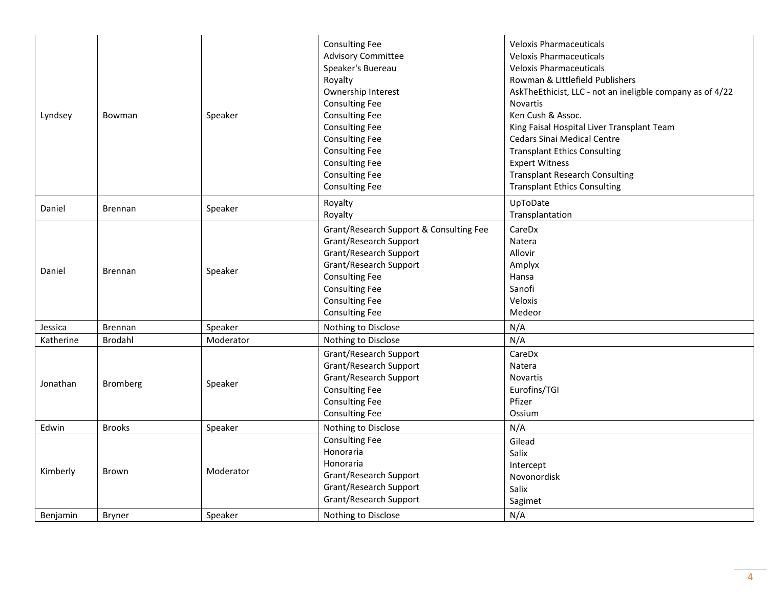| | | | | |
|---|---|---|---|---|
| Lyndsey | Bowman | Speaker | Consulting Fee<br>Advisory Committee<br>Speaker's Buereau<br>Royalty<br>Ownership Interest<br>Consulting Fee<br>Consulting Fee<br>Consulting Fee<br>Consulting Fee<br>Consulting Fee<br>Consulting Fee<br>Consulting Fee<br>Consulting Fee | Veloxis Pharmaceuticals<br>Veloxis Pharmaceuticals<br>Veloxis Pharmaceuticals<br>Rowman & LIttlefield Publishers<br>AskTheEthicist, LLC - not an ineligble company as of 4/22<br>Novartis<br>Ken Cush & Assoc.<br>King Faisal Hospital Liver Transplant Team<br>Cedars Sinai Medical Centre<br>Transplant Ethics Consulting<br>Expert Witness<br>Transplant Research Consulting<br>Transplant Ethics Consulting |
| Daniel | Brennan | Speaker | Royalty<br>Royalty | UpToDate<br>Transplantation |
| Daniel | Brennan | Speaker | Grant/Research Support & Consulting Fee<br>Grant/Research Support<br>Grant/Research Support<br>Grant/Research Support<br>Consulting Fee<br>Consulting Fee<br>Consulting Fee<br>Consulting Fee | CareDx<br>Natera<br>Allovir<br>Amplyx<br>Hansa<br>Sanofi<br>Veloxis<br>Medeor |
| Jessica | Brennan | Speaker | Nothing to Disclose | N/A |
| Katherine | Brodahl | Moderator | Nothing to Disclose | N/A |
| Jonathan | Bromberg | Speaker | Grant/Research Support<br>Grant/Research Support<br>Grant/Research Support<br>Consulting Fee<br>Consulting Fee<br>Consulting Fee | CareDx<br>Natera<br>Novartis<br>Eurofins/TGI<br>Pfizer<br>Ossium |
| Edwin | Brooks | Speaker | Nothing to Disclose | N/A |
| Kimberly | Brown | Moderator | Consulting Fee<br>Honoraria<br>Honoraria<br>Grant/Research Support<br>Grant/Research Support<br>Grant/Research Support | Gilead<br>Salix<br>Intercept<br>Novonordisk<br>Salix<br>Sagimet |
| Benjamin | Bryner | Speaker | Nothing to Disclose | N/A |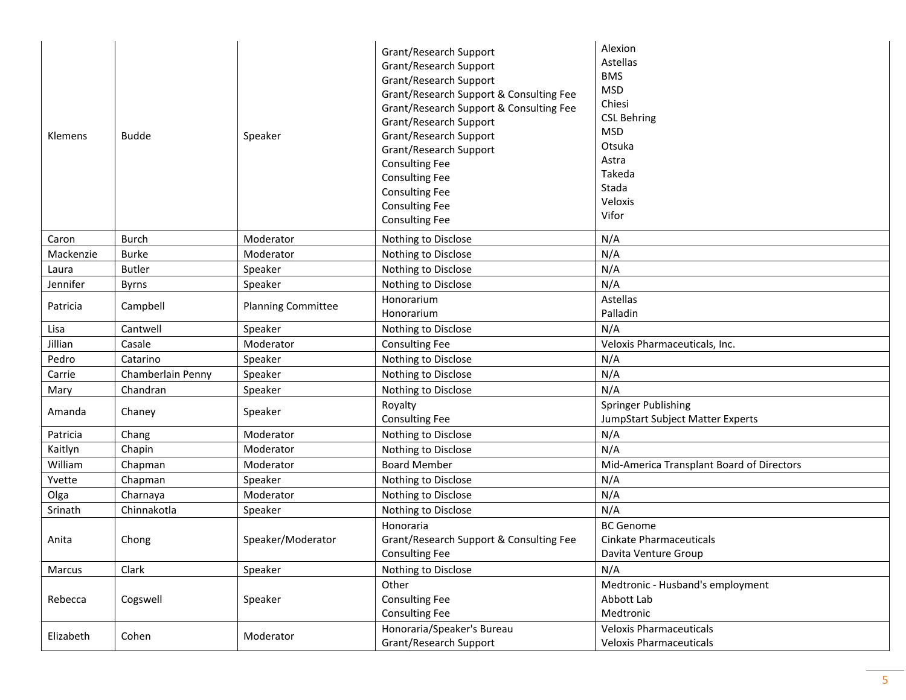| | | | | |
|---|---|---|---|---|
| Klemens | Budde | Speaker | Grant/Research Support<br>Grant/Research Support<br>Grant/Research Support<br>Grant/Research Support & Consulting Fee<br>Grant/Research Support & Consulting Fee<br>Grant/Research Support<br>Grant/Research Support<br>Grant/Research Support<br>Consulting Fee<br>Consulting Fee<br>Consulting Fee<br>Consulting Fee<br>Consulting Fee | Alexion<br>Astellas<br>BMS<br>MSD<br>Chiesi<br>CSL Behring<br>MSD<br>Otsuka<br>Astra<br>Takeda<br>Stada<br>Veloxis<br>Vifor |
| Caron | Burch | Moderator | Nothing to Disclose | N/A |
| Mackenzie | Burke | Moderator | Nothing to Disclose | N/A |
| Laura | Butler | Speaker | Nothing to Disclose | N/A |
| Jennifer | Byrns | Speaker | Nothing to Disclose | N/A |
| Patricia | Campbell | Planning Committee | Honorarium<br>Honorarium | Astellas<br>Palladin |
| Lisa | Cantwell | Speaker | Nothing to Disclose | N/A |
| Jillian | Casale | Moderator | Consulting Fee | Veloxis Pharmaceuticals, Inc. |
| Pedro | Catarino | Speaker | Nothing to Disclose | N/A |
| Carrie | Chamberlain Penny | Speaker | Nothing to Disclose | N/A |
| Mary | Chandran | Speaker | Nothing to Disclose | N/A |
| Amanda | Chaney | Speaker | Royalty<br>Consulting Fee | Springer Publishing<br>JumpStart Subject Matter Experts |
| Patricia | Chang | Moderator | Nothing to Disclose | N/A |
| Kaitlyn | Chapin | Moderator | Nothing to Disclose | N/A |
| William | Chapman | Moderator | Board Member | Mid-America Transplant Board of Directors |
| Yvette | Chapman | Speaker | Nothing to Disclose | N/A |
| Olga | Charnaya | Moderator | Nothing to Disclose | N/A |
| Srinath | Chinnakotla | Speaker | Nothing to Disclose | N/A |
| Anita | Chong | Speaker/Moderator | Honoraria<br>Grant/Research Support & Consulting Fee<br>Consulting Fee | BC Genome<br>Cinkate Pharmaceuticals<br>Davita Venture Group |
| Marcus | Clark | Speaker | Nothing to Disclose | N/A |
| Rebecca | Cogswell | Speaker | Other<br>Consulting Fee<br>Consulting Fee | Medtronic - Husband's employment<br>Abbott Lab<br>Medtronic |
| Elizabeth | Cohen | Moderator | Honoraria/Speaker's Bureau<br>Grant/Research Support | Veloxis Pharmaceuticals<br>Veloxis Pharmaceuticals |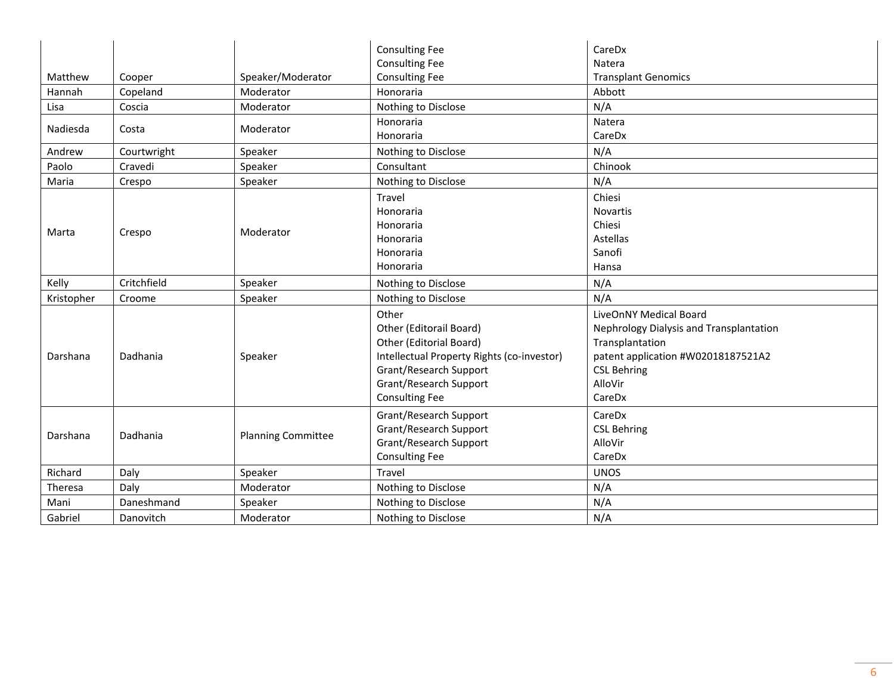| | | | | |
|---|---|---|---|---|
| Matthew | Cooper | Speaker/Moderator | Consulting Fee<br>Consulting Fee<br>Consulting Fee | CareDx<br>Natera<br>Transplant Genomics |
| Hannah | Copeland | Moderator | Honoraria | Abbott |
| Lisa | Coscia | Moderator | Nothing to Disclose | N/A |
| Nadiesda | Costa | Moderator | Honoraria<br>Honoraria | Natera<br>CareDx |
| Andrew | Courtwright | Speaker | Nothing to Disclose | N/A |
| Paolo | Cravedi | Speaker | Consultant | Chinook |
| Maria | Crespo | Speaker | Nothing to Disclose | N/A |
| Marta | Crespo | Moderator | Travel<br>Honoraria<br>Honoraria<br>Honoraria<br>Honoraria<br>Honoraria | Chiesi<br>Novartis<br>Chiesi<br>Astellas<br>Sanofi<br>Hansa |
| Kelly | Critchfield | Speaker | Nothing to Disclose | N/A |
| Kristopher | Croome | Speaker | Nothing to Disclose | N/A |
| Darshana | Dadhania | Speaker | Other<br>Other (Editorail Board)<br>Other (Editorial Board)<br>Intellectual Property Rights (co-investor)<br>Grant/Research Support<br>Grant/Research Support<br>Consulting Fee | LiveOnNY Medical Board<br>Nephrology Dialysis and Transplantation<br>Transplantation<br>patent application #W02018187521A2<br>CSL Behring<br>AlloVir<br>CareDx |
| Darshana | Dadhania | Planning Committee | Grant/Research Support<br>Grant/Research Support<br>Grant/Research Support<br>Consulting Fee | CareDx<br>CSL Behring<br>AlloVir<br>CareDx |
| Richard | Daly | Speaker | Travel | UNOS |
| Theresa | Daly | Moderator | Nothing to Disclose | N/A |
| Mani | Daneshmand | Speaker | Nothing to Disclose | N/A |
| Gabriel | Danovitch | Moderator | Nothing to Disclose | N/A |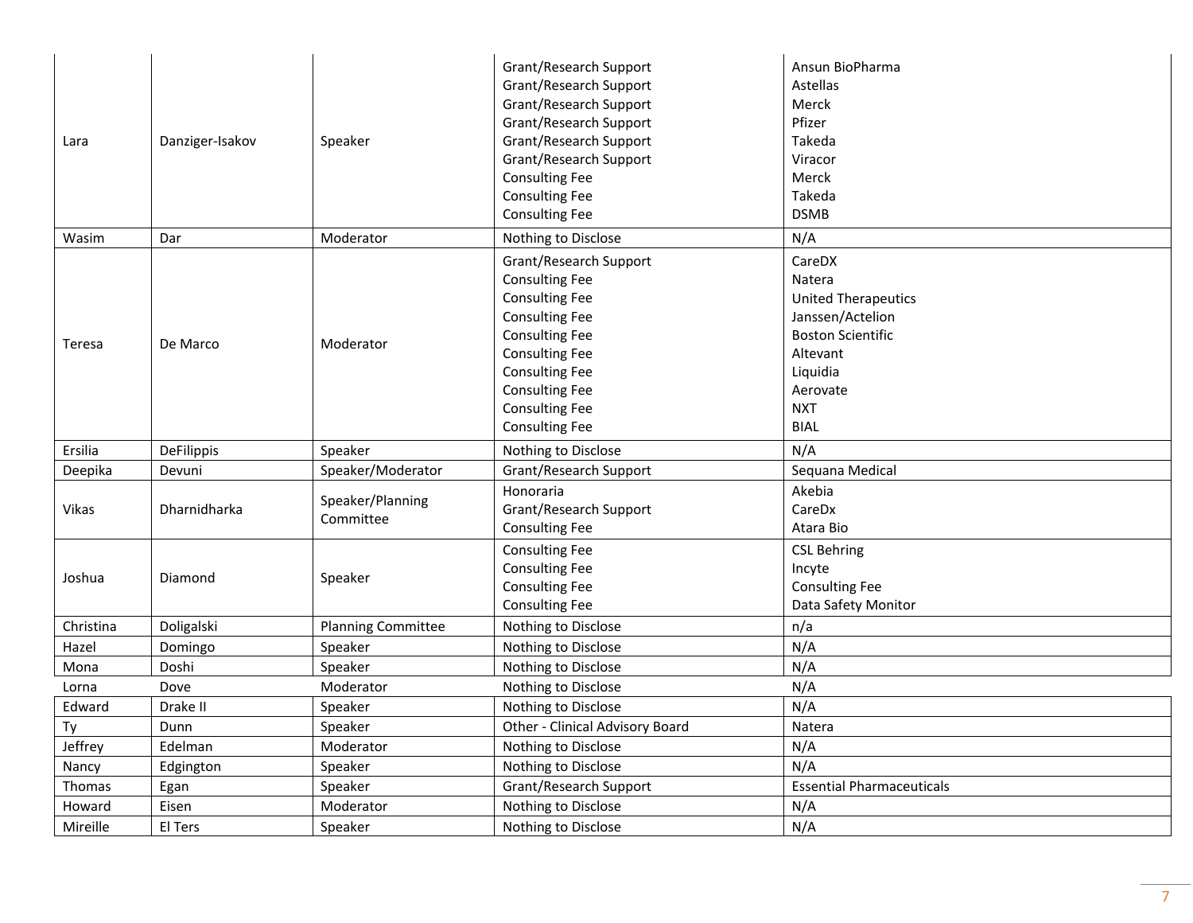| | | | | |
|---|---|---|---|---|
| Lara | Danziger-Isakov | Speaker | Grant/Research Support<br>Grant/Research Support<br>Grant/Research Support<br>Grant/Research Support<br>Grant/Research Support<br>Grant/Research Support<br>Consulting Fee<br>Consulting Fee<br>Consulting Fee | Ansun BioPharma<br>Astellas<br>Merck<br>Pfizer<br>Takeda<br>Viracor<br>Merck<br>Takeda<br>DSMB |
| Wasim | Dar | Moderator | Nothing to Disclose | N/A |
| Teresa | De Marco | Moderator | Grant/Research Support<br>Consulting Fee<br>Consulting Fee<br>Consulting Fee<br>Consulting Fee<br>Consulting Fee<br>Consulting Fee<br>Consulting Fee<br>Consulting Fee<br>Consulting Fee | CareDX<br>Natera<br>United Therapeutics<br>Janssen/Actelion<br>Boston Scientific<br>Altevant<br>Liquidia<br>Aerovate<br>NXT<br>BIAL |
| Ersilia | DeFilippis | Speaker | Nothing to Disclose | N/A |
| Deepika | Devuni | Speaker/Moderator | Grant/Research Support | Sequana Medical |
| Vikas | Dharnidharka | Speaker/Planning Committee | Honoraria<br>Grant/Research Support<br>Consulting Fee | Akebia<br>CareDx<br>Atara Bio |
| Joshua | Diamond | Speaker | Consulting Fee<br>Consulting Fee<br>Consulting Fee<br>Consulting Fee | CSL Behring<br>Incyte<br>Consulting Fee<br>Data Safety Monitor |
| Christina | Doligalski | Planning Committee | Nothing to Disclose | n/a |
| Hazel | Domingo | Speaker | Nothing to Disclose | N/A |
| Mona | Doshi | Speaker | Nothing to Disclose | N/A |
| Lorna | Dove | Moderator | Nothing to Disclose | N/A |
| Edward | Drake II | Speaker | Nothing to Disclose | N/A |
| Ty | Dunn | Speaker | Other - Clinical Advisory Board | Natera |
| Jeffrey | Edelman | Moderator | Nothing to Disclose | N/A |
| Nancy | Edgington | Speaker | Nothing to Disclose | N/A |
| Thomas | Egan | Speaker | Grant/Research Support | Essential Pharmaceuticals |
| Howard | Eisen | Moderator | Nothing to Disclose | N/A |
| Mireille | El Ters | Speaker | Nothing to Disclose | N/A |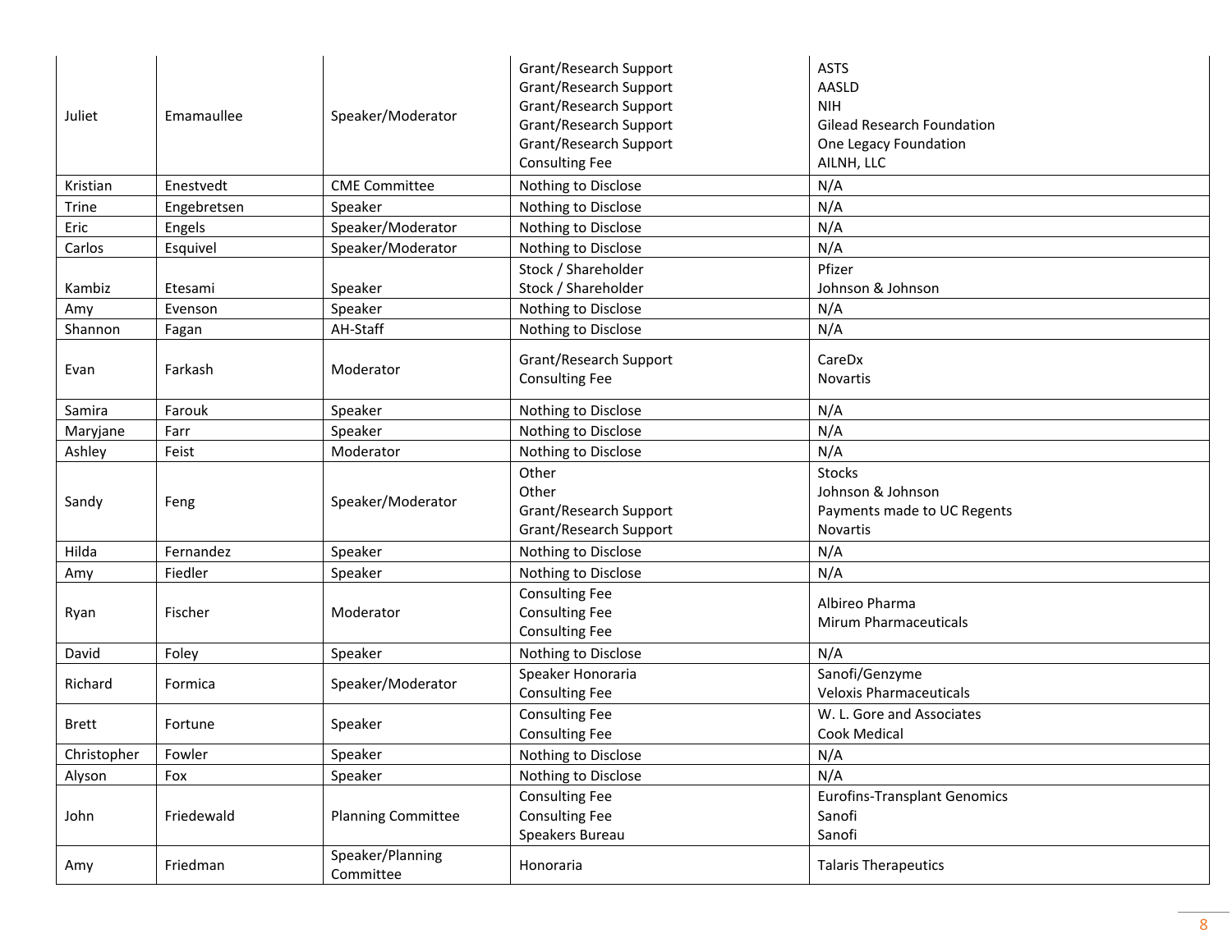| | | | | |
|---|---|---|---|---|
| Juliet | Emamaullee | Speaker/Moderator | Grant/Research Support<br>Grant/Research Support<br>Grant/Research Support<br>Grant/Research Support<br>Grant/Research Support<br>Consulting Fee | ASTS<br>AASLD<br>NIH<br>Gilead Research Foundation<br>One Legacy Foundation<br>AILNH, LLC |
| Kristian | Enestvedt | CME Committee | Nothing to Disclose | N/A |
| Trine | Engebretsen | Speaker | Nothing to Disclose | N/A |
| Eric | Engels | Speaker/Moderator | Nothing to Disclose | N/A |
| Carlos | Esquivel | Speaker/Moderator | Nothing to Disclose | N/A |
| Kambiz | Etesami | Speaker | Stock / Shareholder<br>Stock / Shareholder | Pfizer<br>Johnson & Johnson |
| Amy | Evenson | Speaker | Nothing to Disclose | N/A |
| Shannon | Fagan | AH-Staff | Nothing to Disclose | N/A |
| Evan | Farkash | Moderator | Grant/Research Support<br>Consulting Fee | CareDx<br>Novartis |
| Samira | Farouk | Speaker | Nothing to Disclose | N/A |
| Maryjane | Farr | Speaker | Nothing to Disclose | N/A |
| Ashley | Feist | Moderator | Nothing to Disclose | N/A |
| Sandy | Feng | Speaker/Moderator | Other<br>Other<br>Grant/Research Support<br>Grant/Research Support | Stocks<br>Johnson & Johnson<br>Payments made to UC Regents<br>Novartis |
| Hilda | Fernandez | Speaker | Nothing to Disclose | N/A |
| Amy | Fiedler | Speaker | Nothing to Disclose | N/A |
| Ryan | Fischer | Moderator | Consulting Fee<br>Consulting Fee<br>Consulting Fee | Albireo Pharma<br>Mirum Pharmaceuticals |
| David | Foley | Speaker | Nothing to Disclose | N/A |
| Richard | Formica | Speaker/Moderator | Speaker Honoraria<br>Consulting Fee | Sanofi/Genzyme<br>Veloxis Pharmaceuticals |
| Brett | Fortune | Speaker | Consulting Fee<br>Consulting Fee | W. L. Gore and Associates<br>Cook Medical |
| Christopher | Fowler | Speaker | Nothing to Disclose | N/A |
| Alyson | Fox | Speaker | Nothing to Disclose | N/A |
| John | Friedewald | Planning Committee | Consulting Fee<br>Consulting Fee<br>Speakers Bureau | Eurofins-Transplant Genomics<br>Sanofi<br>Sanofi |
| Amy | Friedman | Speaker/Planning Committee | Honoraria | Talaris Therapeutics |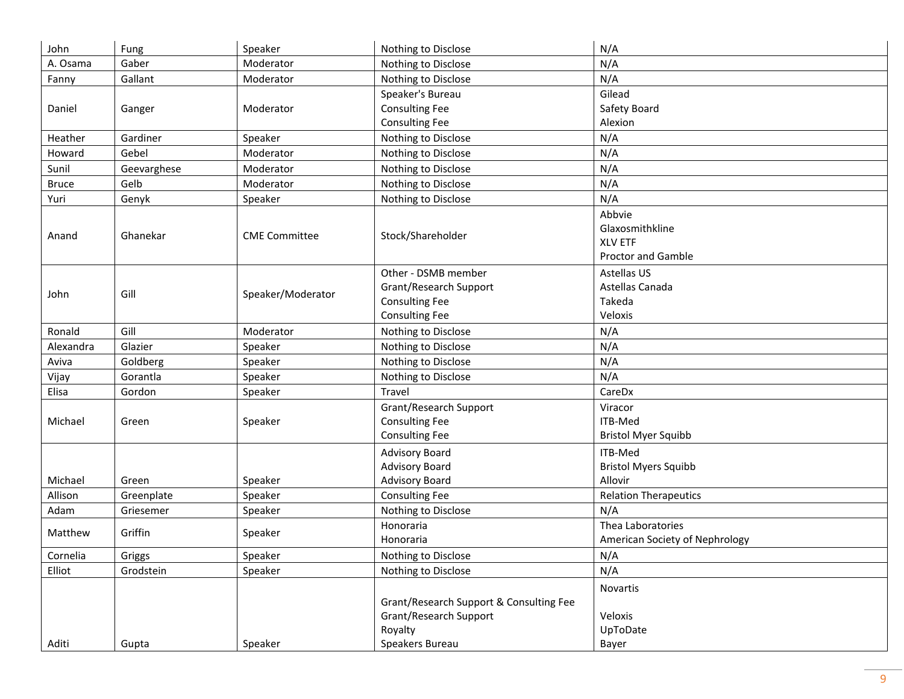| John | Fung | Speaker | Nothing to Disclose | N/A |
|---|---|---|---|---|
| A. Osama | Gaber | Moderator | Nothing to Disclose | N/A |
| Fanny | Gallant | Moderator | Nothing to Disclose | N/A |
| Daniel | Ganger | Moderator | Speaker's Bureau<br>Consulting Fee<br>Consulting Fee | Gilead<br>Safety Board<br>Alexion |
| Heather | Gardiner | Speaker | Nothing to Disclose | N/A |
| Howard | Gebel | Moderator | Nothing to Disclose | N/A |
| Sunil | Geevarghese | Moderator | Nothing to Disclose | N/A |
| Bruce | Gelb | Moderator | Nothing to Disclose | N/A |
| Yuri | Genyk | Speaker | Nothing to Disclose | N/A |
| Anand | Ghanekar | CME Committee | Stock/Shareholder | Abbvie<br>Glaxosmithkline<br>XLV ETF<br>Proctor and Gamble |
| John | Gill | Speaker/Moderator | Other - DSMB member<br>Grant/Research Support<br>Consulting Fee<br>Consulting Fee | Astellas US<br>Astellas Canada<br>Takeda<br>Veloxis |
| Ronald | Gill | Moderator | Nothing to Disclose | N/A |
| Alexandra | Glazier | Speaker | Nothing to Disclose | N/A |
| Aviva | Goldberg | Speaker | Nothing to Disclose | N/A |
| Vijay | Gorantla | Speaker | Nothing to Disclose | N/A |
| Elisa | Gordon | Speaker | Travel | CareDx |
| Michael | Green | Speaker | Grant/Research Support<br>Consulting Fee<br>Consulting Fee | Viracor<br>ITB-Med<br>Bristol Myer Squibb |
| Michael | Green | Speaker | Advisory Board<br>Advisory Board<br>Advisory Board | ITB-Med<br>Bristol Myers Squibb<br>Allovir |
| Allison | Greenplate | Speaker | Consulting Fee | Relation Therapeutics |
| Adam | Griesemer | Speaker | Nothing to Disclose | N/A |
| Matthew | Griffin | Speaker | Honoraria<br>Honoraria | Thea Laboratories<br>American Society of Nephrology |
| Cornelia | Griggs | Speaker | Nothing to Disclose | N/A |
| Elliot | Grodstein | Speaker | Nothing to Disclose | N/A |
| Aditi | Gupta | Speaker | Grant/Research Support & Consulting Fee<br>Grant/Research Support<br>Royalty<br>Speakers Bureau | Novartis<br>Veloxis<br>UpToDate<br>Bayer |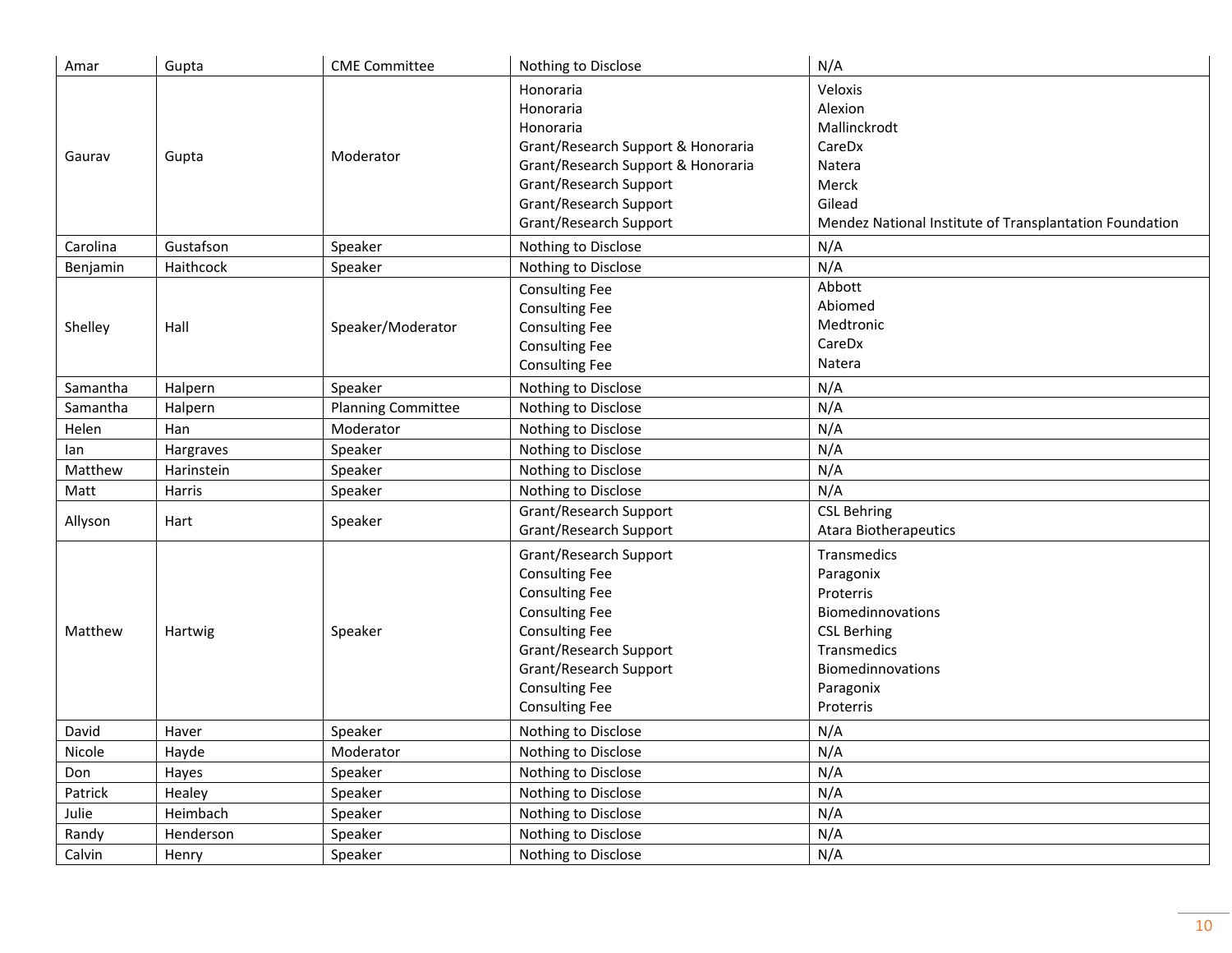| Amar | Gupta | CME Committee | Nothing to Disclose | N/A |
|---|---|---|---|---|
| Gaurav | Gupta | Moderator | Honoraria<br>Honoraria<br>Honoraria<br>Grant/Research Support & Honoraria<br>Grant/Research Support & Honoraria<br>Grant/Research Support<br>Grant/Research Support<br>Grant/Research Support | Veloxis<br>Alexion<br>Mallinckrodt<br>CareDx<br>Natera<br>Merck<br>Gilead<br>Mendez National Institute of Transplantation Foundation |
| Carolina | Gustafson | Speaker | Nothing to Disclose | N/A |
| Benjamin | Haithcock | Speaker | Nothing to Disclose | N/A |
| Shelley | Hall | Speaker/Moderator | Consulting Fee<br>Consulting Fee<br>Consulting Fee<br>Consulting Fee<br>Consulting Fee | Abbott<br>Abiomed<br>Medtronic<br>CareDx<br>Natera |
| Samantha | Halpern | Speaker | Nothing to Disclose | N/A |
| Samantha | Halpern | Planning Committee | Nothing to Disclose | N/A |
| Helen | Han | Moderator | Nothing to Disclose | N/A |
| Ian | Hargraves | Speaker | Nothing to Disclose | N/A |
| Matthew | Harinstein | Speaker | Nothing to Disclose | N/A |
| Matt | Harris | Speaker | Nothing to Disclose | N/A |
| Allyson | Hart | Speaker | Grant/Research Support<br>Grant/Research Support | CSL Behring<br>Atara Biotherapeutics |
| Matthew | Hartwig | Speaker | Grant/Research Support<br>Consulting Fee<br>Consulting Fee<br>Consulting Fee<br>Consulting Fee<br>Grant/Research Support<br>Grant/Research Support<br>Consulting Fee<br>Consulting Fee | Transmedics<br>Paragonix<br>Proterris<br>Biomedinnovations<br>CSL Berhing<br>Transmedics<br>Biomedinnovations<br>Paragonix<br>Proterris |
| David | Haver | Speaker | Nothing to Disclose | N/A |
| Nicole | Hayde | Moderator | Nothing to Disclose | N/A |
| Don | Hayes | Speaker | Nothing to Disclose | N/A |
| Patrick | Healey | Speaker | Nothing to Disclose | N/A |
| Julie | Heimbach | Speaker | Nothing to Disclose | N/A |
| Randy | Henderson | Speaker | Nothing to Disclose | N/A |
| Calvin | Henry | Speaker | Nothing to Disclose | N/A |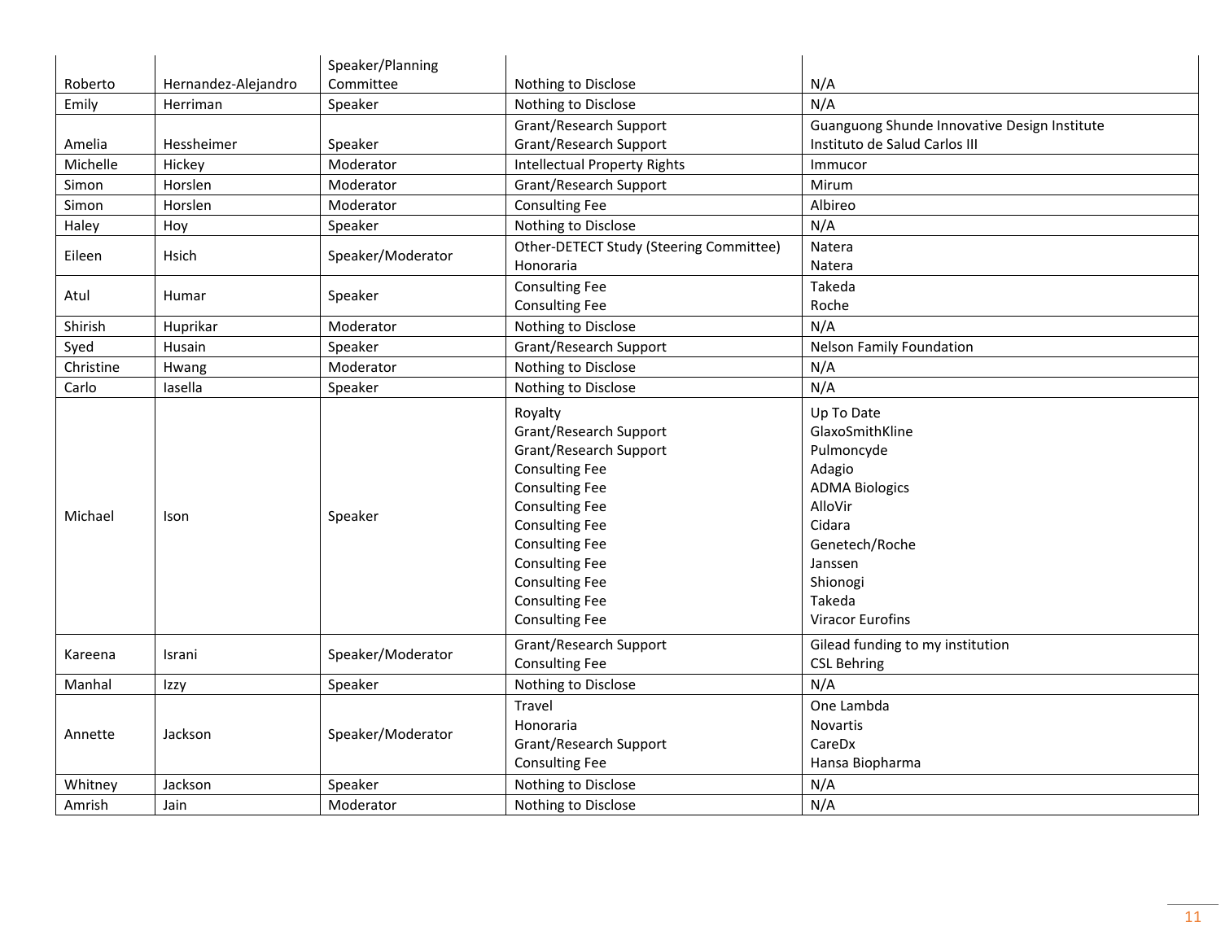| Roberto | Hernandez-Alejandro | Speaker/Planning Committee | Nothing to Disclose | N/A |
|---|---|---|---|---|
| Emily | Herriman | Speaker | Nothing to Disclose | N/A |
| Amelia | Hessheimer | Speaker | Grant/Research Support<br>Grant/Research Support | Guanguong Shunde Innovative Design Institute<br>Instituto de Salud Carlos III |
| Michelle | Hickey | Moderator | Intellectual Property Rights | Immucor |
| Simon | Horslen | Moderator | Grant/Research Support | Mirum |
| Simon | Horslen | Moderator | Consulting Fee | Albireo |
| Haley | Hoy | Speaker | Nothing to Disclose | N/A |
| Eileen | Hsich | Speaker/Moderator | Other-DETECT Study (Steering Committee)<br>Honoraria | Natera<br>Natera |
| Atul | Humar | Speaker | Consulting Fee<br>Consulting Fee | Takeda<br>Roche |
| Shirish | Huprikar | Moderator | Nothing to Disclose | N/A |
| Syed | Husain | Speaker | Grant/Research Support | Nelson Family Foundation |
| Christine | Hwang | Moderator | Nothing to Disclose | N/A |
| Carlo | Iasella | Speaker | Nothing to Disclose | N/A |
| Michael | Ison | Speaker | Royalty<br>Grant/Research Support<br>Grant/Research Support<br>Consulting Fee<br>Consulting Fee<br>Consulting Fee<br>Consulting Fee<br>Consulting Fee<br>Consulting Fee<br>Consulting Fee<br>Consulting Fee<br>Consulting Fee | Up To Date<br>GlaxoSmithKline<br>Pulmoncyde<br>Adagio<br>ADMA Biologics<br>AlloVir<br>Cidara<br>Genetech/Roche<br>Janssen<br>Shionogi<br>Takeda<br>Viracor Eurofins |
| Kareena | Israni | Speaker/Moderator | Grant/Research Support<br>Consulting Fee | Gilead funding to my institution<br>CSL Behring |
| Manhal | Izzy | Speaker | Nothing to Disclose | N/A |
| Annette | Jackson | Speaker/Moderator | Travel<br>Honoraria<br>Grant/Research Support<br>Consulting Fee | One Lambda<br>Novartis<br>CareDx<br>Hansa Biopharma |
| Whitney | Jackson | Speaker | Nothing to Disclose | N/A |
| Amrish | Jain | Moderator | Nothing to Disclose | N/A |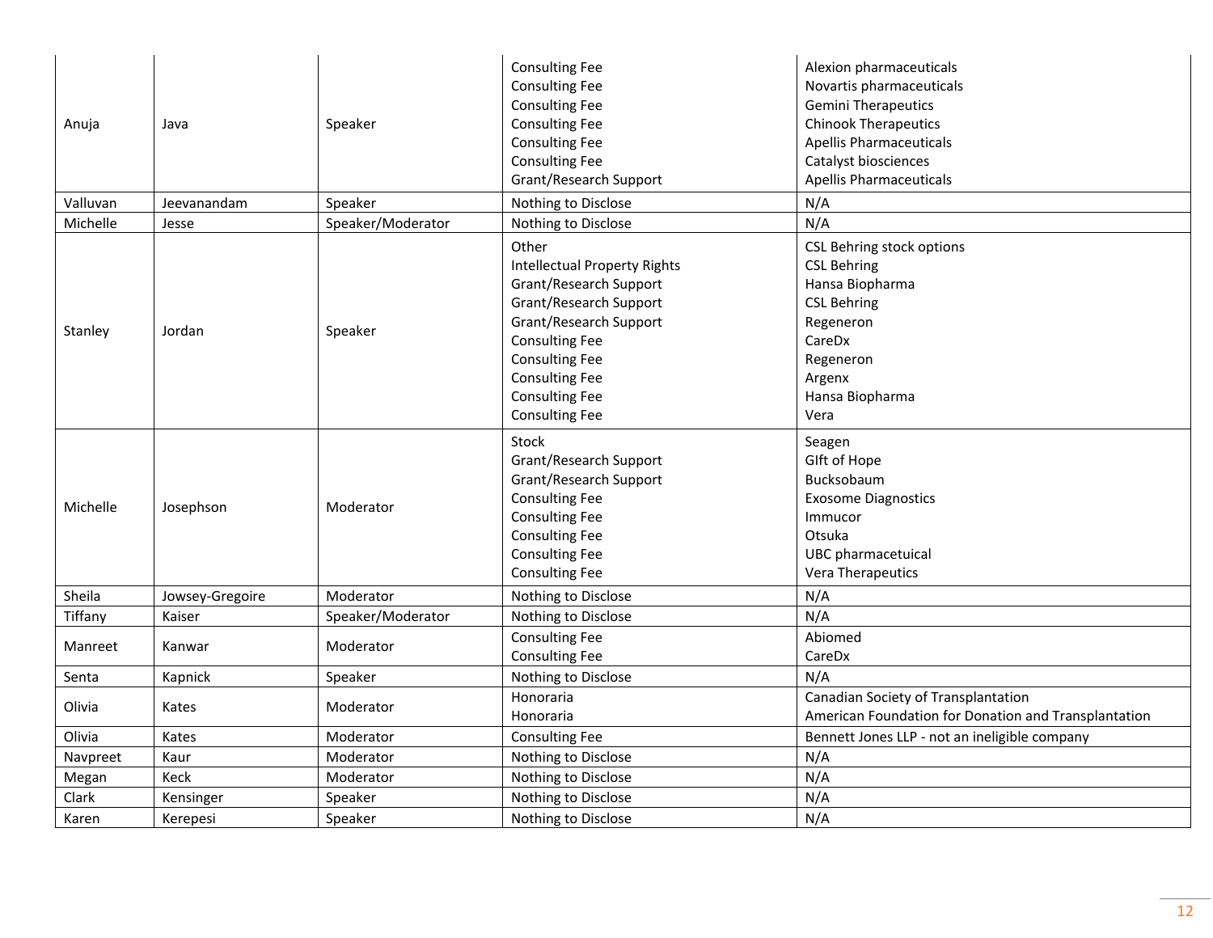| Anuja | Java | Speaker | Consulting Fee<br>Consulting Fee<br>Consulting Fee<br>Consulting Fee<br>Consulting Fee<br>Consulting Fee<br>Grant/Research Support | Alexion pharmaceuticals<br>Novartis pharmaceuticals<br>Gemini Therapeutics<br>Chinook Therapeutics<br>Apellis Pharmaceuticals<br>Catalyst biosciences<br>Apellis Pharmaceuticals |
|---|---|---|---|---|
| Valluvan | Jeevanandam | Speaker | Nothing to Disclose | N/A |
| Michelle | Jesse | Speaker/Moderator | Nothing to Disclose | N/A |
| Stanley | Jordan | Speaker | Other<br>Intellectual Property Rights<br>Grant/Research Support<br>Grant/Research Support<br>Grant/Research Support<br>Consulting Fee<br>Consulting Fee<br>Consulting Fee<br>Consulting Fee<br>Consulting Fee | CSL Behring stock options<br>CSL Behring<br>Hansa Biopharma<br>CSL Behring<br>Regeneron<br>CareDx<br>Regeneron<br>Argenx<br>Hansa Biopharma<br>Vera |
| Michelle | Josephson | Moderator | Stock<br>Grant/Research Support<br>Grant/Research Support<br>Consulting Fee<br>Consulting Fee<br>Consulting Fee<br>Consulting Fee<br>Consulting Fee | Seagen<br>GIft of Hope<br>Bucksobaum<br>Exosome Diagnostics<br>Immucor<br>Otsuka<br>UBC pharmacetuical<br>Vera Therapeutics |
| Sheila | Jowsey-Gregoire | Moderator | Nothing to Disclose | N/A |
| Tiffany | Kaiser | Speaker/Moderator | Nothing to Disclose | N/A |
| Manreet | Kanwar | Moderator | Consulting Fee<br>Consulting Fee | Abiomed<br>CareDx |
| Senta | Kapnick | Speaker | Nothing to Disclose | N/A |
| Olivia | Kates | Moderator | Honoraria<br>Honoraria | Canadian Society of Transplantation<br>American Foundation for Donation and Transplantation |
| Olivia | Kates | Moderator | Consulting Fee | Bennett Jones LLP - not an ineligible company |
| Navpreet | Kaur | Moderator | Nothing to Disclose | N/A |
| Megan | Keck | Moderator | Nothing to Disclose | N/A |
| Clark | Kensinger | Speaker | Nothing to Disclose | N/A |
| Karen | Kerepesi | Speaker | Nothing to Disclose | N/A |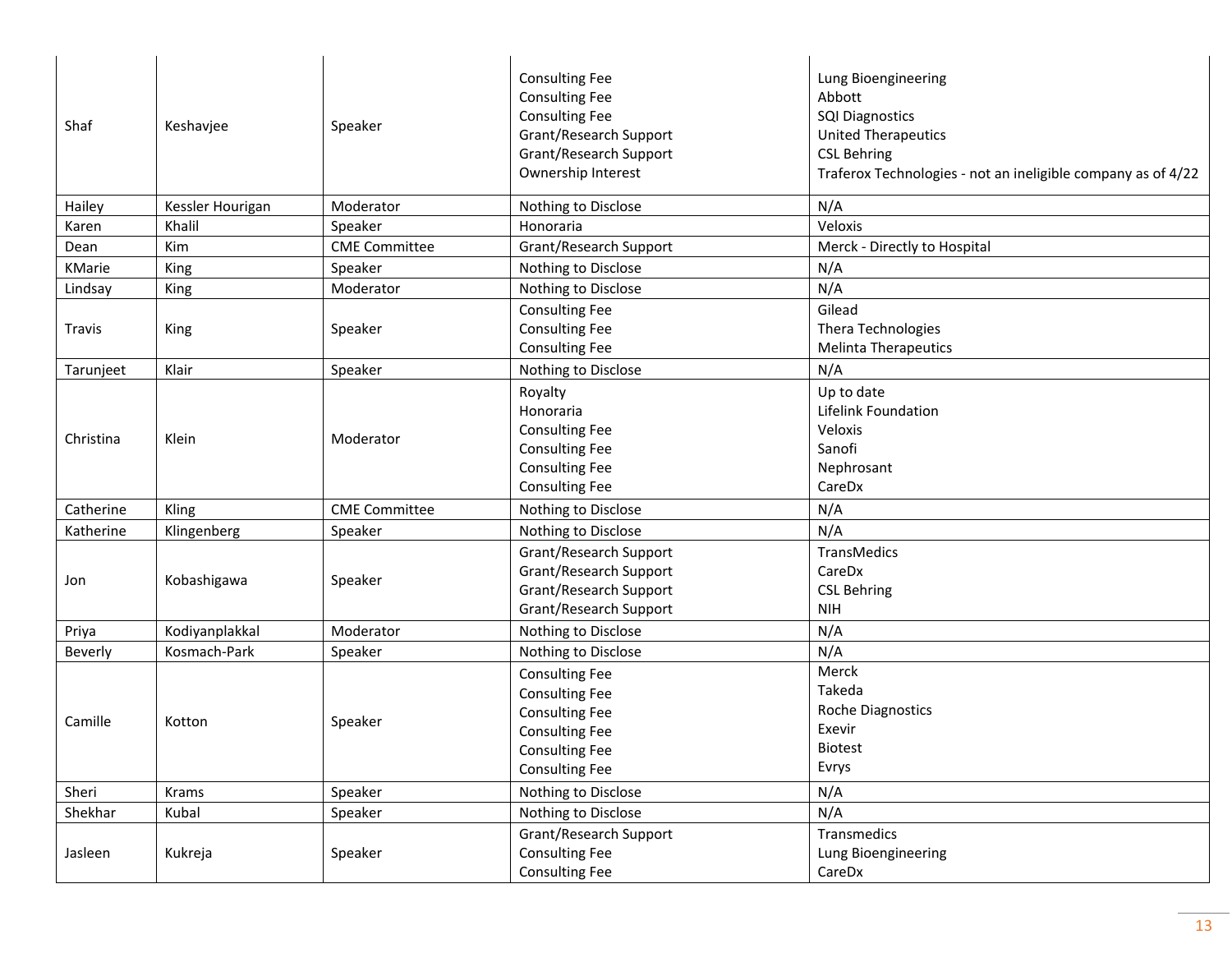| | | | | |
|---|---|---|---|---|
| Shaf | Keshavjee | Speaker | Consulting Fee<br>Consulting Fee<br>Consulting Fee<br>Grant/Research Support<br>Grant/Research Support<br>Ownership Interest | Lung Bioengineering<br>Abbott<br>SQI Diagnostics<br>United Therapeutics<br>CSL Behring<br>Traferox Technologies - not an ineligible company as of 4/22 |
| Hailey | Kessler Hourigan | Moderator | Nothing to Disclose | N/A |
| Karen | Khalil | Speaker | Honoraria | Veloxis |
| Dean | Kim | CME Committee | Grant/Research Support | Merck - Directly to Hospital |
| KMarie | King | Speaker | Nothing to Disclose | N/A |
| Lindsay | King | Moderator | Nothing to Disclose | N/A |
| Travis | King | Speaker | Consulting Fee<br>Consulting Fee<br>Consulting Fee | Gilead<br>Thera Technologies<br>Melinta Therapeutics |
| Tarunjeet | Klair | Speaker | Nothing to Disclose | N/A |
| Christina | Klein | Moderator | Royalty<br>Honoraria<br>Consulting Fee<br>Consulting Fee<br>Consulting Fee<br>Consulting Fee | Up to date<br>Lifelink Foundation<br>Veloxis<br>Sanofi<br>Nephrosant<br>CareDx |
| Catherine | Kling | CME Committee | Nothing to Disclose | N/A |
| Katherine | Klingenberg | Speaker | Nothing to Disclose | N/A |
| Jon | Kobashigawa | Speaker | Grant/Research Support<br>Grant/Research Support<br>Grant/Research Support<br>Grant/Research Support | TransMedics<br>CareDx<br>CSL Behring<br>NIH |
| Priya | Kodiyanplakkal | Moderator | Nothing to Disclose | N/A |
| Beverly | Kosmach-Park | Speaker | Nothing to Disclose | N/A |
| Camille | Kotton | Speaker | Consulting Fee<br>Consulting Fee<br>Consulting Fee<br>Consulting Fee<br>Consulting Fee<br>Consulting Fee | Merck<br>Takeda<br>Roche Diagnostics<br>Exevir<br>Biotest<br>Evrys |
| Sheri | Krams | Speaker | Nothing to Disclose | N/A |
| Shekhar | Kubal | Speaker | Nothing to Disclose | N/A |
| Jasleen | Kukreja | Speaker | Grant/Research Support<br>Consulting Fee<br>Consulting Fee | Transmedics<br>Lung Bioengineering<br>CareDx |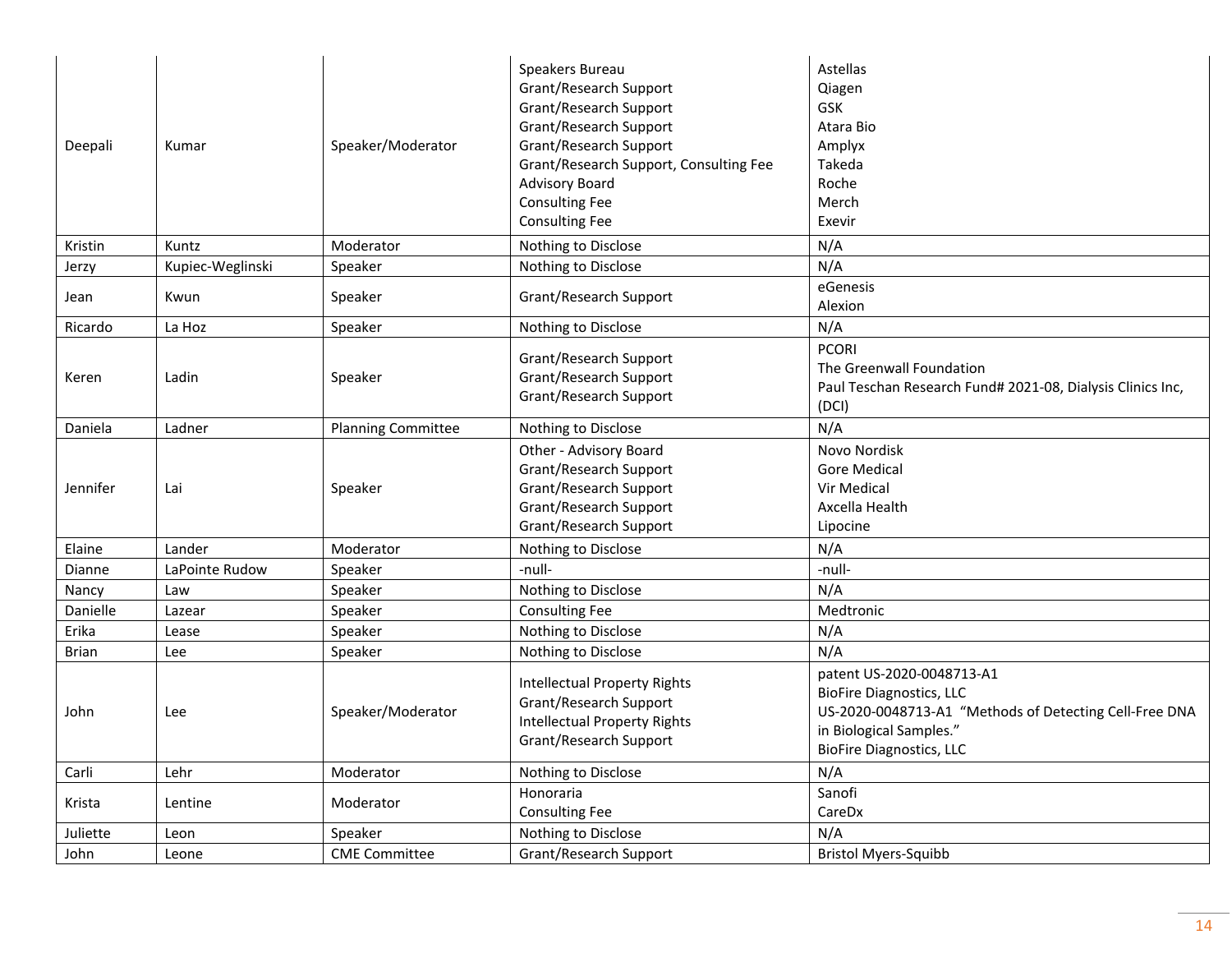| | | | | |
|---|---|---|---|---|
| Deepali | Kumar | Speaker/Moderator | Speakers Bureau<br>Grant/Research Support<br>Grant/Research Support<br>Grant/Research Support<br>Grant/Research Support<br>Grant/Research Support, Consulting Fee<br>Advisory Board<br>Consulting Fee<br>Consulting Fee | Astellas<br>Qiagen<br>GSK<br>Atara Bio<br>Amplyx<br>Takeda<br>Roche<br>Merch<br>Exevir |
| Kristin | Kuntz | Moderator | Nothing to Disclose | N/A |
| Jerzy | Kupiec-Weglinski | Speaker | Nothing to Disclose | N/A |
| Jean | Kwun | Speaker | Grant/Research Support | eGenesis<br>Alexion |
| Ricardo | La Hoz | Speaker | Nothing to Disclose | N/A |
| Keren | Ladin | Speaker | Grant/Research Support<br>Grant/Research Support<br>Grant/Research Support | PCORI<br>The Greenwall Foundation<br>Paul Teschan Research Fund# 2021-08, Dialysis Clinics Inc, (DCI) |
| Daniela | Ladner | Planning Committee | Nothing to Disclose | N/A |
| Jennifer | Lai | Speaker | Other - Advisory Board<br>Grant/Research Support<br>Grant/Research Support<br>Grant/Research Support<br>Grant/Research Support | Novo Nordisk<br>Gore Medical<br>Vir Medical<br>Axcella Health<br>Lipocine |
| Elaine | Lander | Moderator | Nothing to Disclose | N/A |
| Dianne | LaPointe Rudow | Speaker | -null- | -null- |
| Nancy | Law | Speaker | Nothing to Disclose | N/A |
| Danielle | Lazear | Speaker | Consulting Fee | Medtronic |
| Erika | Lease | Speaker | Nothing to Disclose | N/A |
| Brian | Lee | Speaker | Nothing to Disclose | N/A |
| John | Lee | Speaker/Moderator | Intellectual Property Rights<br>Grant/Research Support<br>Intellectual Property Rights<br>Grant/Research Support | patent US-2020-0048713-A1<br>BioFire Diagnostics, LLC<br>US-2020-0048713-A1 “Methods of Detecting Cell-Free DNA in Biological Samples.”<br>BioFire Diagnostics, LLC |
| Carli | Lehr | Moderator | Nothing to Disclose | N/A |
| Krista | Lentine | Moderator | Honoraria<br>Consulting Fee | Sanofi<br>CareDx |
| Juliette | Leon | Speaker | Nothing to Disclose | N/A |
| John | Leone | CME Committee | Grant/Research Support | Bristol Myers-Squibb |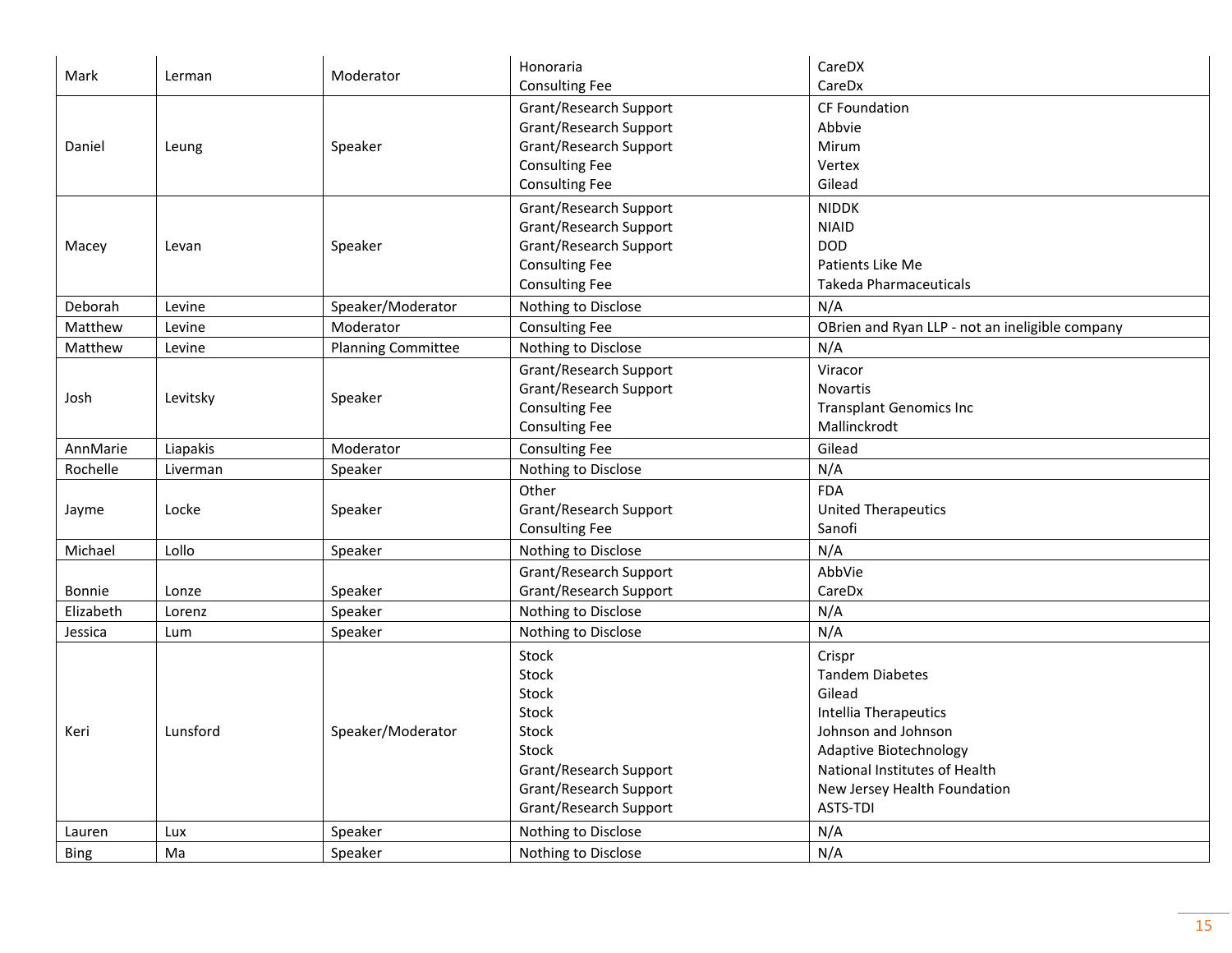| | | | | |
|---|---|---|---|---|
| Mark | Lerman | Moderator | Honoraria<br>Consulting Fee | CareDX<br>CareDx |
| Daniel | Leung | Speaker | Grant/Research Support<br>Grant/Research Support<br>Grant/Research Support<br>Consulting Fee<br>Consulting Fee | CF Foundation<br>Abbvie<br>Mirum<br>Vertex<br>Gilead |
| Macey | Levan | Speaker | Grant/Research Support<br>Grant/Research Support<br>Grant/Research Support<br>Consulting Fee<br>Consulting Fee | NIDDK<br>NIAID<br>DOD<br>Patients Like Me<br>Takeda Pharmaceuticals |
| Deborah | Levine | Speaker/Moderator | Nothing to Disclose | N/A |
| Matthew | Levine | Moderator | Consulting Fee | OBrien and Ryan LLP - not an ineligible company |
| Matthew | Levine | Planning Committee | Nothing to Disclose | N/A |
| Josh | Levitsky | Speaker | Grant/Research Support<br>Grant/Research Support<br>Consulting Fee<br>Consulting Fee | Viracor<br>Novartis<br>Transplant Genomics Inc<br>Mallinckrodt |
| AnnMarie | Liapakis | Moderator | Consulting Fee | Gilead |
| Rochelle | Liverman | Speaker | Nothing to Disclose | N/A |
| Jayme | Locke | Speaker | Other<br>Grant/Research Support<br>Consulting Fee | FDA<br>United Therapeutics<br>Sanofi |
| Michael | Lollo | Speaker | Nothing to Disclose | N/A |
| Bonnie | Lonze | Speaker | Grant/Research Support<br>Grant/Research Support | AbbVie<br>CareDx |
| Elizabeth | Lorenz | Speaker | Nothing to Disclose | N/A |
| Jessica | Lum | Speaker | Nothing to Disclose | N/A |
| Keri | Lunsford | Speaker/Moderator | Stock<br>Stock<br>Stock<br>Stock<br>Stock<br>Stock<br>Grant/Research Support<br>Grant/Research Support<br>Grant/Research Support | Crispr<br>Tandem Diabetes<br>Gilead<br>Intellia Therapeutics<br>Johnson and Johnson<br>Adaptive Biotechnology<br>National Institutes of Health<br>New Jersey Health Foundation<br>ASTS-TDI |
| Lauren | Lux | Speaker | Nothing to Disclose | N/A |
| Bing | Ma | Speaker | Nothing to Disclose | N/A |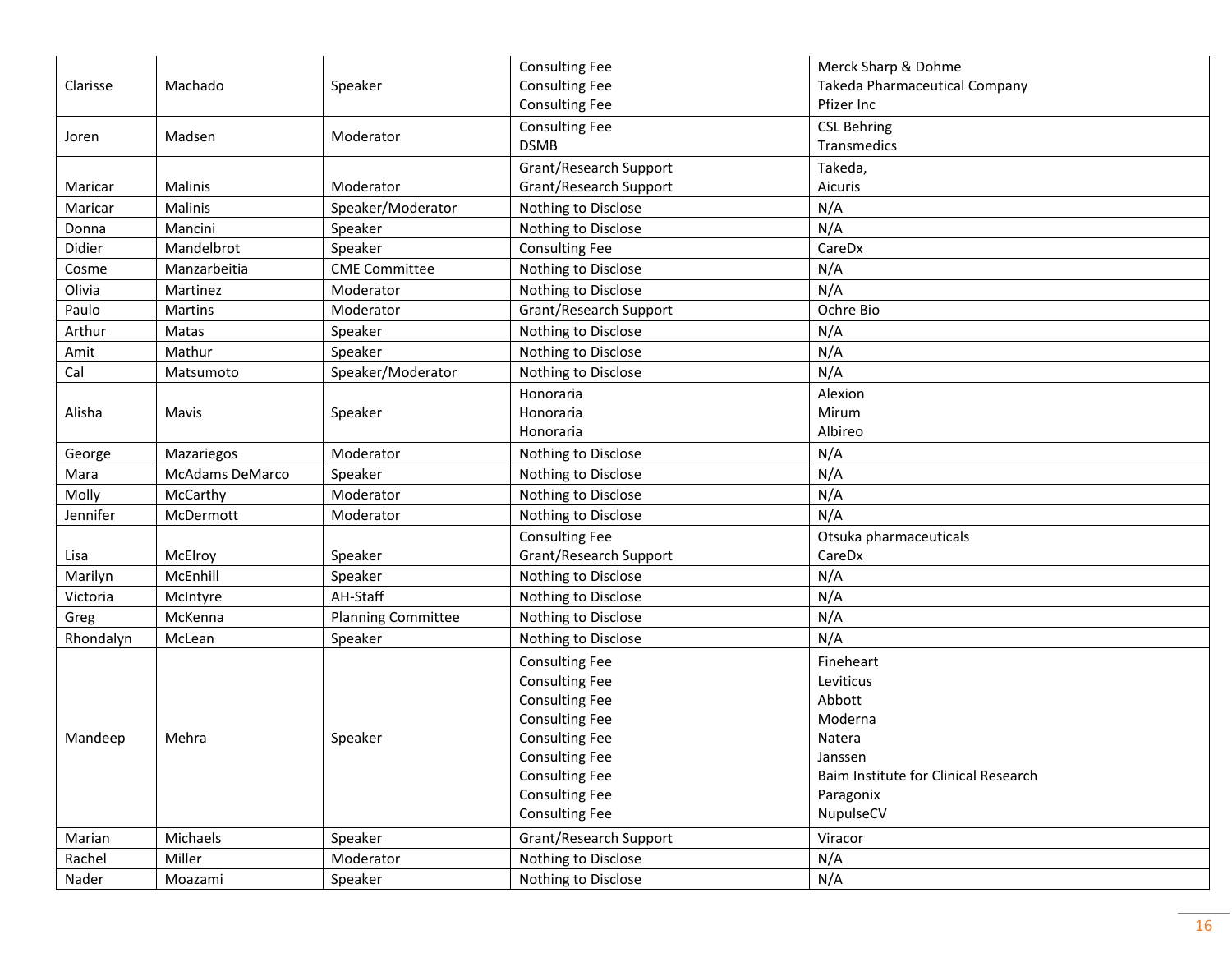| | | | | |
|---|---|---|---|---|
| Clarisse | Machado | Speaker | Consulting Fee<br>Consulting Fee<br>Consulting Fee | Merck Sharp & Dohme<br>Takeda Pharmaceutical Company<br>Pfizer Inc |
| Joren | Madsen | Moderator | Consulting Fee<br>DSMB | CSL Behring<br>Transmedics |
| Maricar | Malinis | Moderator | Grant/Research Support<br>Grant/Research Support | Takeda,<br>Aicuris |
| Maricar | Malinis | Speaker/Moderator | Nothing to Disclose | N/A |
| Donna | Mancini | Speaker | Nothing to Disclose | N/A |
| Didier | Mandelbrot | Speaker | Consulting Fee | CareDx |
| Cosme | Manzarbeitia | CME Committee | Nothing to Disclose | N/A |
| Olivia | Martinez | Moderator | Nothing to Disclose | N/A |
| Paulo | Martins | Moderator | Grant/Research Support | Ochre Bio |
| Arthur | Matas | Speaker | Nothing to Disclose | N/A |
| Amit | Mathur | Speaker | Nothing to Disclose | N/A |
| Cal | Matsumoto | Speaker/Moderator | Nothing to Disclose | N/A |
| Alisha | Mavis | Speaker | Honoraria<br>Honoraria<br>Honoraria | Alexion<br>Mirum<br>Albireo |
| George | Mazariegos | Moderator | Nothing to Disclose | N/A |
| Mara | McAdams DeMarco | Speaker | Nothing to Disclose | N/A |
| Molly | McCarthy | Moderator | Nothing to Disclose | N/A |
| Jennifer | McDermott | Moderator | Nothing to Disclose | N/A |
| Lisa | McElroy | Speaker | Consulting Fee<br>Grant/Research Support | Otsuka pharmaceuticals<br>CareDx |
| Marilyn | McEnhill | Speaker | Nothing to Disclose | N/A |
| Victoria | McIntyre | AH-Staff | Nothing to Disclose | N/A |
| Greg | McKenna | Planning Committee | Nothing to Disclose | N/A |
| Rhondalyn | McLean | Speaker | Nothing to Disclose | N/A |
| Mandeep | Mehra | Speaker | Consulting Fee<br>Consulting Fee<br>Consulting Fee<br>Consulting Fee<br>Consulting Fee<br>Consulting Fee<br>Consulting Fee<br>Consulting Fee<br>Consulting Fee | Fineheart<br>Leviticus<br>Abbott<br>Moderna<br>Natera<br>Janssen<br>Baim Institute for Clinical Research<br>Paragonix<br>NupulseCV |
| Marian | Michaels | Speaker | Grant/Research Support | Viracor |
| Rachel | Miller | Moderator | Nothing to Disclose | N/A |
| Nader | Moazami | Speaker | Nothing to Disclose | N/A |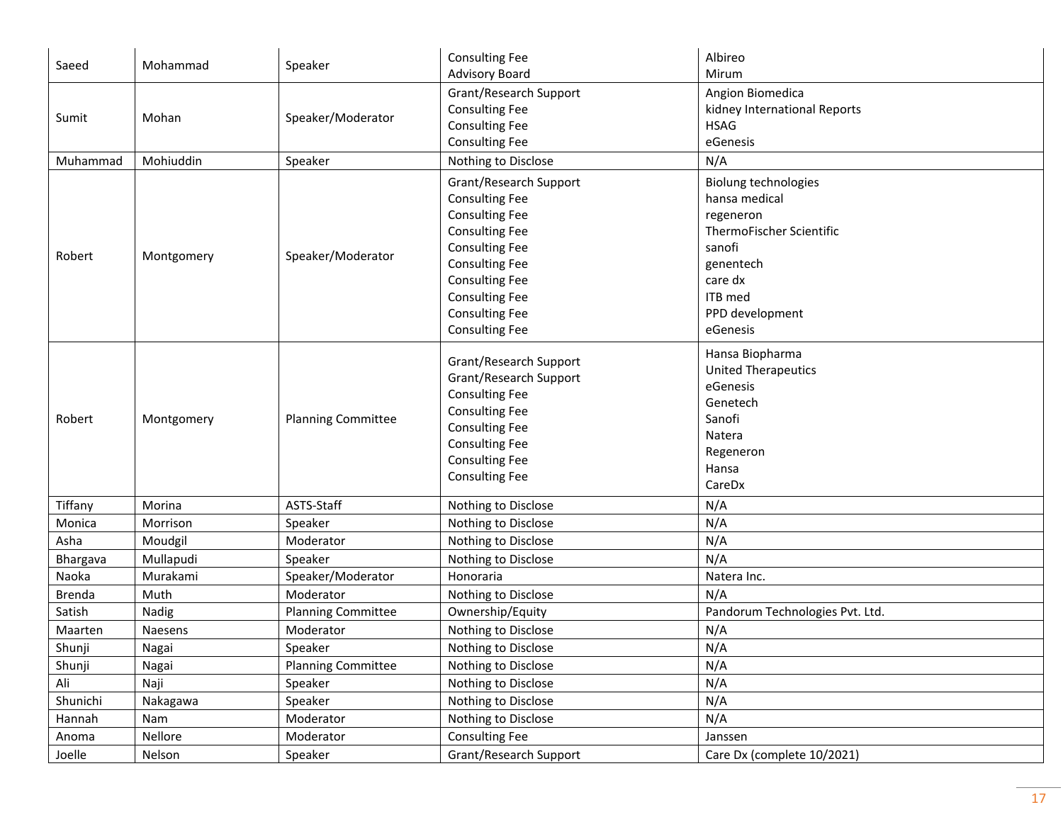| Saeed | Mohammad | Speaker | Consulting Fee<br>Advisory Board | Albireo<br>Mirum |
|---|---|---|---|---|
| Sumit | Mohan | Speaker/Moderator | Grant/Research Support<br>Consulting Fee<br>Consulting Fee<br>Consulting Fee | Angion Biomedica<br>kidney International Reports<br>HSAG<br>eGenesis |
| Muhammad | Mohiuddin | Speaker | Nothing to Disclose | N/A |
| Robert | Montgomery | Speaker/Moderator | Grant/Research Support<br>Consulting Fee<br>Consulting Fee<br>Consulting Fee<br>Consulting Fee<br>Consulting Fee<br>Consulting Fee<br>Consulting Fee<br>Consulting Fee<br>Consulting Fee | Biolung technologies<br>hansa medical<br>regeneron<br>ThermoFischer Scientific<br>sanofi<br>genentech<br>care dx<br>ITB med<br>PPD development<br>eGenesis |
| Robert | Montgomery | Planning Committee | Grant/Research Support<br>Grant/Research Support<br>Consulting Fee<br>Consulting Fee<br>Consulting Fee<br>Consulting Fee<br>Consulting Fee<br>Consulting Fee | Hansa Biopharma<br>United Therapeutics<br>eGenesis<br>Genetech<br>Sanofi<br>Natera<br>Regeneron<br>Hansa<br>CareDx |
| Tiffany | Morina | ASTS-Staff | Nothing to Disclose | N/A |
| Monica | Morrison | Speaker | Nothing to Disclose | N/A |
| Asha | Moudgil | Moderator | Nothing to Disclose | N/A |
| Bhargava | Mullapudi | Speaker | Nothing to Disclose | N/A |
| Naoka | Murakami | Speaker/Moderator | Honoraria | Natera Inc. |
| Brenda | Muth | Moderator | Nothing to Disclose | N/A |
| Satish | Nadig | Planning Committee | Ownership/Equity | Pandorum Technologies Pvt. Ltd. |
| Maarten | Naesens | Moderator | Nothing to Disclose | N/A |
| Shunji | Nagai | Speaker | Nothing to Disclose | N/A |
| Shunji | Nagai | Planning Committee | Nothing to Disclose | N/A |
| Ali | Naji | Speaker | Nothing to Disclose | N/A |
| Shunichi | Nakagawa | Speaker | Nothing to Disclose | N/A |
| Hannah | Nam | Moderator | Nothing to Disclose | N/A |
| Anoma | Nellore | Moderator | Consulting Fee | Janssen |
| Joelle | Nelson | Speaker | Grant/Research Support | Care Dx (complete 10/2021) |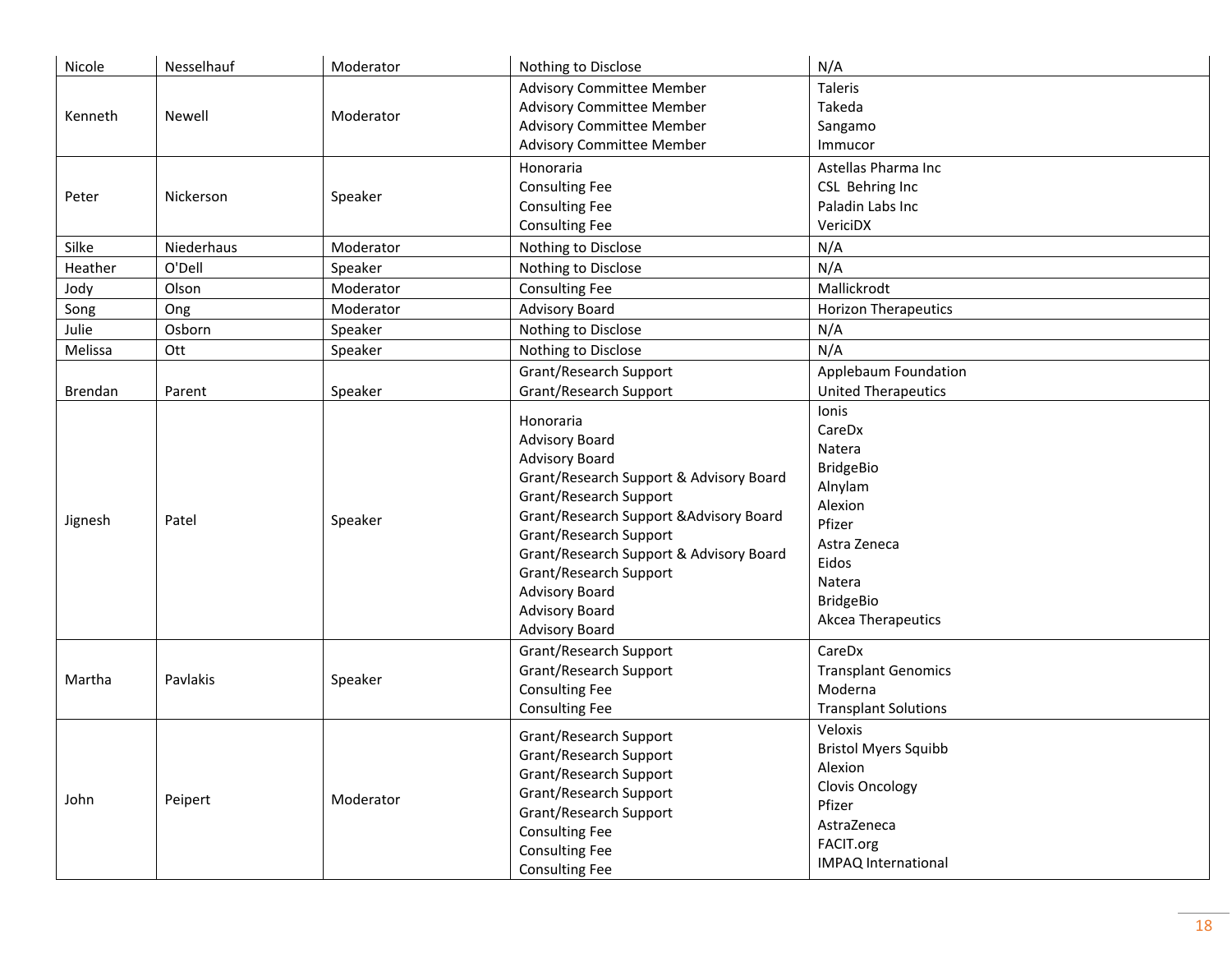| Nicole | Nesselhauf | Moderator | Nothing to Disclose | N/A |
|---|---|---|---|---|
| Kenneth | Newell | Moderator | Advisory Committee Member<br>Advisory Committee Member<br>Advisory Committee Member<br>Advisory Committee Member | Taleris<br>Takeda<br>Sangamo<br>Immucor |
| Peter | Nickerson | Speaker | Honoraria<br>Consulting Fee<br>Consulting Fee<br>Consulting Fee | Astellas Pharma Inc<br>CSL Behring Inc<br>Paladin Labs Inc<br>VericiDX |
| Silke | Niederhaus | Moderator | Nothing to Disclose | N/A |
| Heather | O'Dell | Speaker | Nothing to Disclose | N/A |
| Jody | Olson | Moderator | Consulting Fee | Mallickrodt |
| Song | Ong | Moderator | Advisory Board | Horizon Therapeutics |
| Julie | Osborn | Speaker | Nothing to Disclose | N/A |
| Melissa | Ott | Speaker | Nothing to Disclose | N/A |
| Brendan | Parent | Speaker | Grant/Research Support<br>Grant/Research Support | Applebaum Foundation<br>United Therapeutics |
| Jignesh | Patel | Speaker | Honoraria<br>Advisory Board<br>Advisory Board<br>Grant/Research Support & Advisory Board<br>Grant/Research Support<br>Grant/Research Support &Advisory Board<br>Grant/Research Support<br>Grant/Research Support & Advisory Board<br>Grant/Research Support<br>Advisory Board<br>Advisory Board<br>Advisory Board | Ionis<br>CareDx<br>Natera<br>BridgeBio<br>Alnylam<br>Alexion<br>Pfizer<br>Astra Zeneca<br>Eidos<br>Natera<br>BridgeBio<br>Akcea Therapeutics |
| Martha | Pavlakis | Speaker | Grant/Research Support<br>Grant/Research Support<br>Consulting Fee<br>Consulting Fee | CareDx<br>Transplant Genomics<br>Moderna<br>Transplant Solutions |
| John | Peipert | Moderator | Grant/Research Support<br>Grant/Research Support<br>Grant/Research Support<br>Grant/Research Support<br>Grant/Research Support<br>Consulting Fee<br>Consulting Fee<br>Consulting Fee | Veloxis<br>Bristol Myers Squibb<br>Alexion<br>Clovis Oncology<br>Pfizer<br>AstraZeneca<br>FACIT.org<br>IMPAQ International |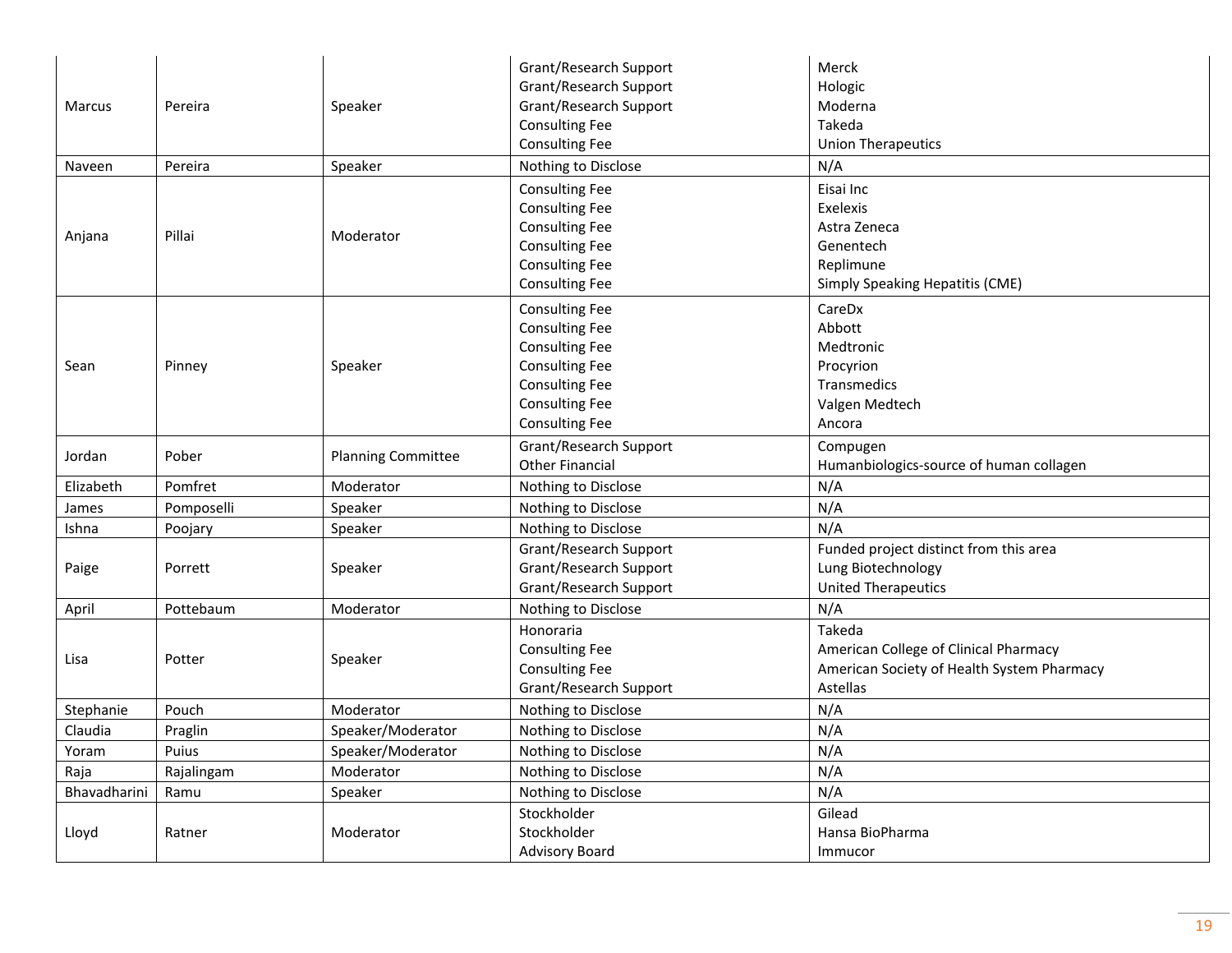| | | | | |
|---|---|---|---|---|
| Marcus | Pereira | Speaker | Grant/Research Support<br>Grant/Research Support<br>Grant/Research Support<br>Consulting Fee<br>Consulting Fee | Merck<br>Hologic<br>Moderna<br>Takeda<br>Union Therapeutics |
| Naveen | Pereira | Speaker | Nothing to Disclose | N/A |
| Anjana | Pillai | Moderator | Consulting Fee<br>Consulting Fee<br>Consulting Fee<br>Consulting Fee<br>Consulting Fee<br>Consulting Fee | Eisai Inc<br>Exelexis<br>Astra Zeneca<br>Genentech<br>Replimune<br>Simply Speaking Hepatitis (CME) |
| Sean | Pinney | Speaker | Consulting Fee<br>Consulting Fee<br>Consulting Fee<br>Consulting Fee<br>Consulting Fee<br>Consulting Fee<br>Consulting Fee | CareDx<br>Abbott<br>Medtronic<br>Procyrion<br>Transmedics<br>Valgen Medtech<br>Ancora |
| Jordan | Pober | Planning Committee | Grant/Research Support<br>Other Financial | Compugen<br>Humanbiologics-source of human collagen |
| Elizabeth | Pomfret | Moderator | Nothing to Disclose | N/A |
| James | Pomposelli | Speaker | Nothing to Disclose | N/A |
| Ishna | Poojary | Speaker | Nothing to Disclose | N/A |
| Paige | Porrett | Speaker | Grant/Research Support<br>Grant/Research Support<br>Grant/Research Support | Funded project distinct from this area<br>Lung Biotechnology<br>United Therapeutics |
| April | Pottebaum | Moderator | Nothing to Disclose | N/A |
| Lisa | Potter | Speaker | Honoraria<br>Consulting Fee<br>Consulting Fee<br>Grant/Research Support | Takeda<br>American College of Clinical Pharmacy<br>American Society of Health System Pharmacy<br>Astellas |
| Stephanie | Pouch | Moderator | Nothing to Disclose | N/A |
| Claudia | Praglin | Speaker/Moderator | Nothing to Disclose | N/A |
| Yoram | Puius | Speaker/Moderator | Nothing to Disclose | N/A |
| Raja | Rajalingam | Moderator | Nothing to Disclose | N/A |
| Bhavadharini | Ramu | Speaker | Nothing to Disclose | N/A |
| Lloyd | Ratner | Moderator | Stockholder<br>Stockholder<br>Advisory Board | Gilead<br>Hansa BioPharma<br>Immucor |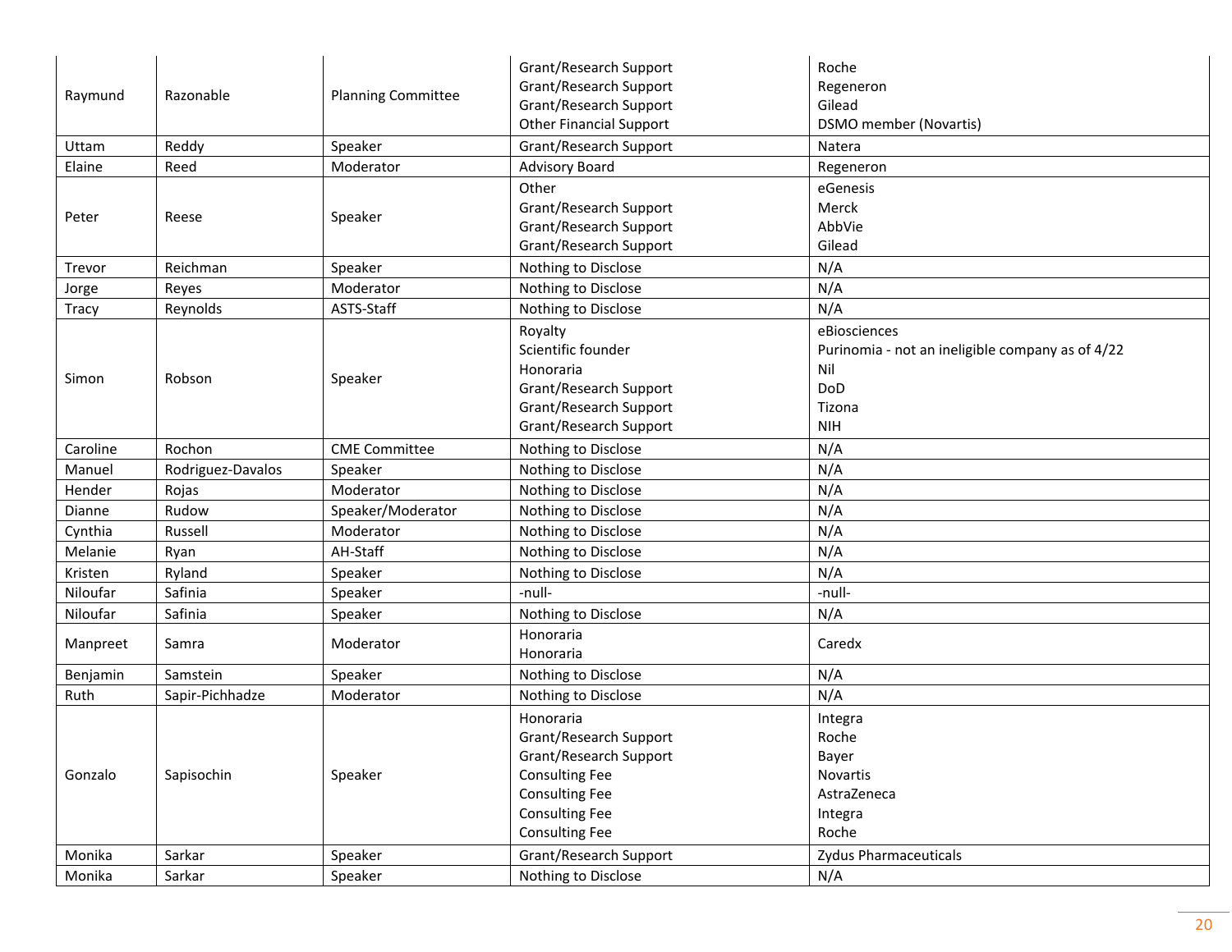| | | | | |
|---|---|---|---|---|
| Raymund | Razonable | Planning Committee | Grant/Research Support<br>Grant/Research Support<br>Grant/Research Support<br>Other Financial Support | Roche<br>Regeneron<br>Gilead<br>DSMO member (Novartis) |
| Uttam | Reddy | Speaker | Grant/Research Support | Natera |
| Elaine | Reed | Moderator | Advisory Board | Regeneron |
| Peter | Reese | Speaker | Other<br>Grant/Research Support<br>Grant/Research Support<br>Grant/Research Support | eGenesis<br>Merck<br>AbbVie<br>Gilead |
| Trevor | Reichman | Speaker | Nothing to Disclose | N/A |
| Jorge | Reyes | Moderator | Nothing to Disclose | N/A |
| Tracy | Reynolds | ASTS-Staff | Nothing to Disclose | N/A |
| Simon | Robson | Speaker | Royalty<br>Scientific founder<br>Honoraria<br>Grant/Research Support<br>Grant/Research Support<br>Grant/Research Support | eBiosciences<br>Purinomia - not an ineligible company as of 4/22<br>Nil<br>DoD<br>Tizona<br>NIH |
| Caroline | Rochon | CME Committee | Nothing to Disclose | N/A |
| Manuel | Rodriguez-Davalos | Speaker | Nothing to Disclose | N/A |
| Hender | Rojas | Moderator | Nothing to Disclose | N/A |
| Dianne | Rudow | Speaker/Moderator | Nothing to Disclose | N/A |
| Cynthia | Russell | Moderator | Nothing to Disclose | N/A |
| Melanie | Ryan | AH-Staff | Nothing to Disclose | N/A |
| Kristen | Ryland | Speaker | Nothing to Disclose | N/A |
| Niloufar | Safinia | Speaker | -null- | -null- |
| Niloufar | Safinia | Speaker | Nothing to Disclose | N/A |
| Manpreet | Samra | Moderator | Honoraria<br>Honoraria | Caredx |
| Benjamin | Samstein | Speaker | Nothing to Disclose | N/A |
| Ruth | Sapir-Pichhadze | Moderator | Nothing to Disclose | N/A |
| Gonzalo | Sapisochin | Speaker | Honoraria<br>Grant/Research Support<br>Grant/Research Support<br>Consulting Fee<br>Consulting Fee<br>Consulting Fee<br>Consulting Fee | Integra<br>Roche<br>Bayer<br>Novartis<br>AstraZeneca<br>Integra<br>Roche |
| Monika | Sarkar | Speaker | Grant/Research Support | Zydus Pharmaceuticals |
| Monika | Sarkar | Speaker | Nothing to Disclose | N/A |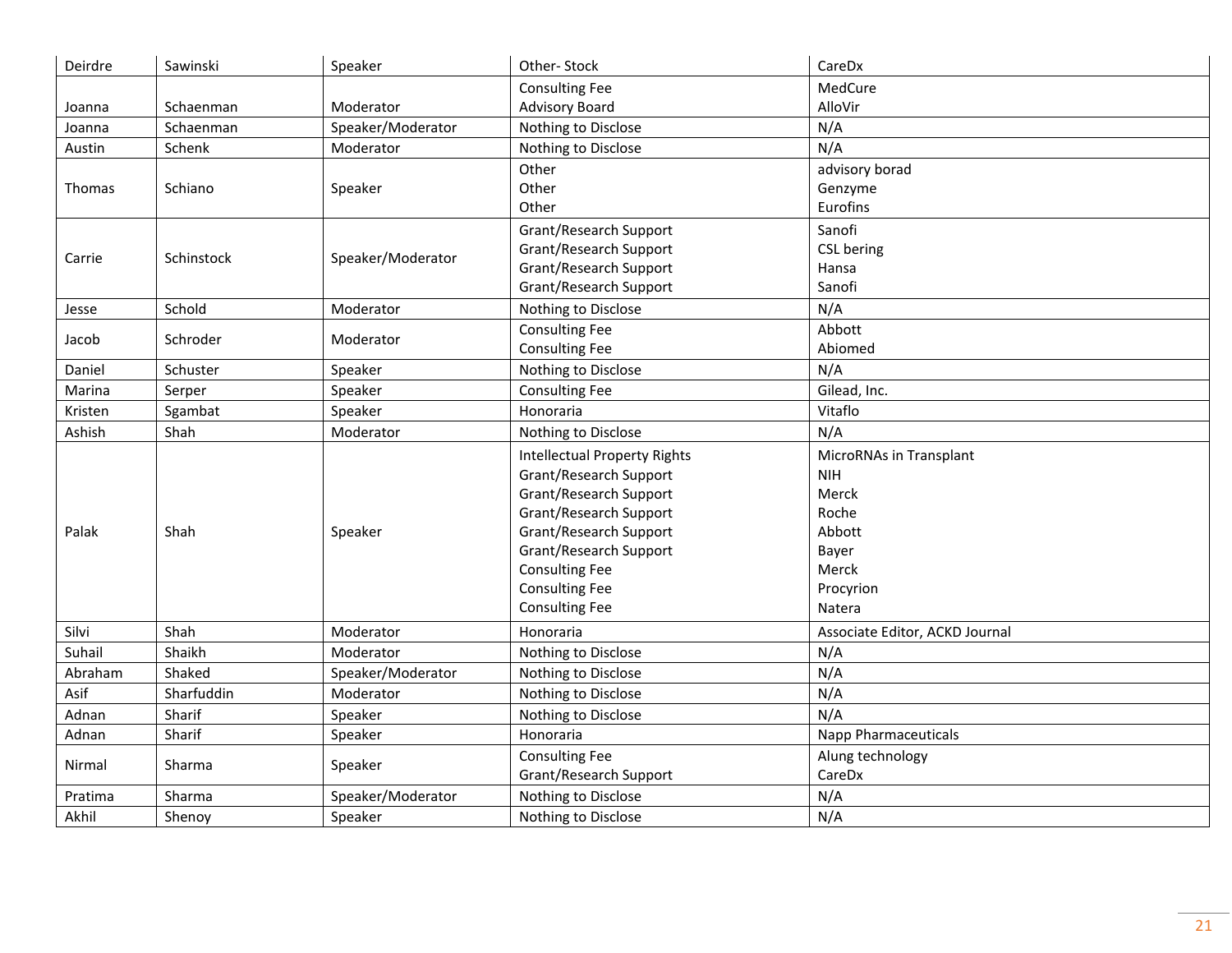| Deirdre | Sawinski | Speaker | Other- Stock | CareDx |
|---|---|---|---|---|
| Joanna | Schaenman | Moderator | Consulting Fee<br>Advisory Board | MedCure<br>AlloVir |
| Joanna | Schaenman | Speaker/Moderator | Nothing to Disclose | N/A |
| Austin | Schenk | Moderator | Nothing to Disclose | N/A |
| Thomas | Schiano | Speaker | Other<br>Other<br>Other | advisory borad<br>Genzyme<br>Eurofins |
| Carrie | Schinstock | Speaker/Moderator | Grant/Research Support<br>Grant/Research Support<br>Grant/Research Support<br>Grant/Research Support | Sanofi<br>CSL bering<br>Hansa<br>Sanofi |
| Jesse | Schold | Moderator | Nothing to Disclose | N/A |
| Jacob | Schroder | Moderator | Consulting Fee<br>Consulting Fee | Abbott<br>Abiomed |
| Daniel | Schuster | Speaker | Nothing to Disclose | N/A |
| Marina | Serper | Speaker | Consulting Fee | Gilead, Inc. |
| Kristen | Sgambat | Speaker | Honoraria | Vitaflo |
| Ashish | Shah | Moderator | Nothing to Disclose | N/A |
| Palak | Shah | Speaker | Intellectual Property Rights<br>Grant/Research Support<br>Grant/Research Support<br>Grant/Research Support<br>Grant/Research Support<br>Grant/Research Support<br>Consulting Fee<br>Consulting Fee<br>Consulting Fee | MicroRNAs in Transplant<br>NIH<br>Merck<br>Roche<br>Abbott<br>Bayer<br>Merck<br>Procyrion<br>Natera |
| Silvi | Shah | Moderator | Honoraria | Associate Editor, ACKD Journal |
| Suhail | Shaikh | Moderator | Nothing to Disclose | N/A |
| Abraham | Shaked | Speaker/Moderator | Nothing to Disclose | N/A |
| Asif | Sharfuddin | Moderator | Nothing to Disclose | N/A |
| Adnan | Sharif | Speaker | Nothing to Disclose | N/A |
| Adnan | Sharif | Speaker | Honoraria | Napp Pharmaceuticals |
| Nirmal | Sharma | Speaker | Consulting Fee<br>Grant/Research Support | Alung technology<br>CareDx |
| Pratima | Sharma | Speaker/Moderator | Nothing to Disclose | N/A |
| Akhil | Shenoy | Speaker | Nothing to Disclose | N/A |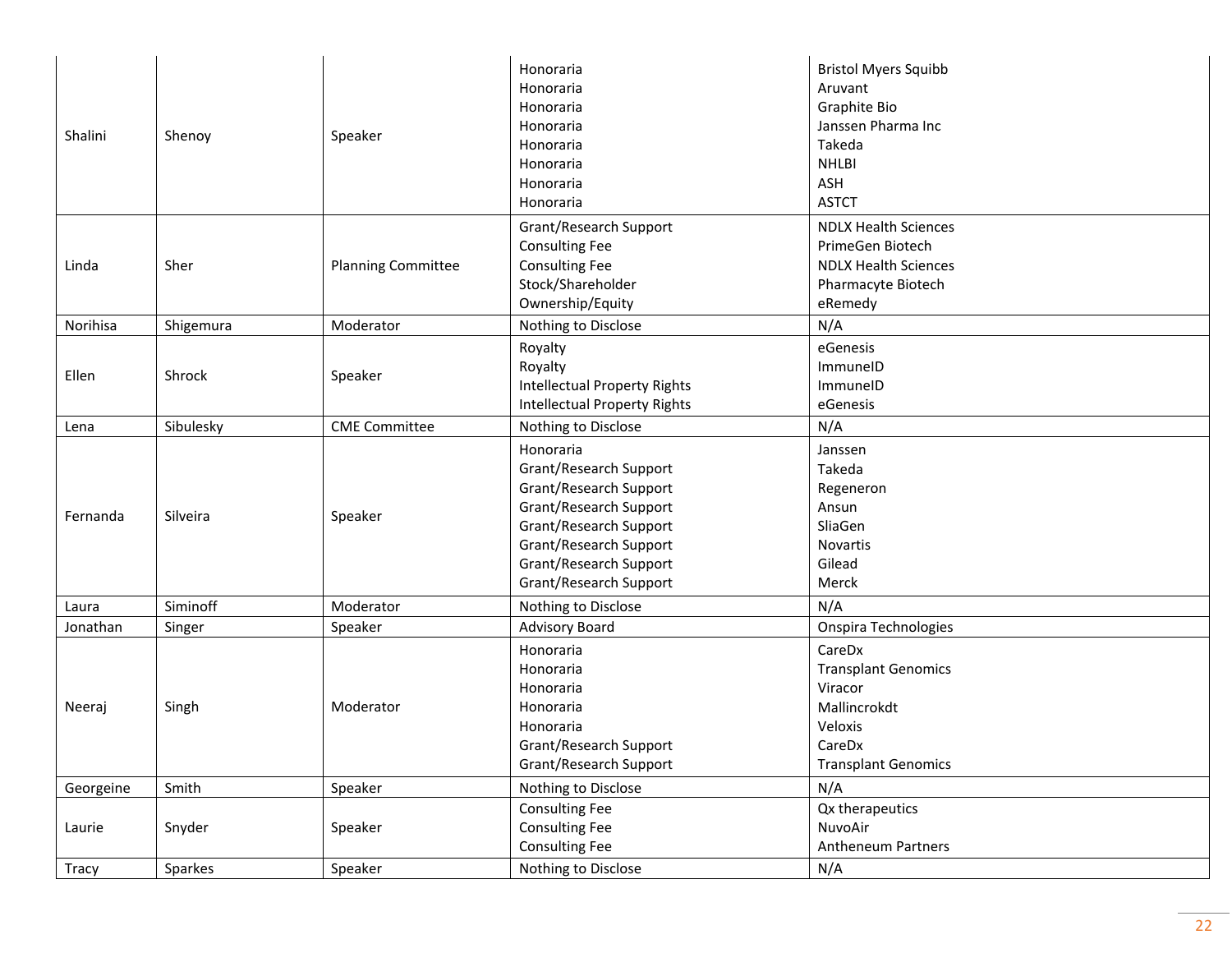| | | | | |
|---|---|---|---|---|
| Shalini | Shenoy | Speaker | Honoraria<br>Honoraria<br>Honoraria<br>Honoraria<br>Honoraria<br>Honoraria<br>Honoraria<br>Honoraria | Bristol Myers Squibb<br>Aruvant<br>Graphite Bio<br>Janssen Pharma Inc<br>Takeda<br>NHLBI<br>ASH<br>ASTCT |
| Linda | Sher | Planning Committee | Grant/Research Support<br>Consulting Fee<br>Consulting Fee<br>Stock/Shareholder<br>Ownership/Equity | NDLX Health Sciences<br>PrimeGen Biotech<br>NDLX Health Sciences<br>Pharmacyte Biotech<br>eRemedy |
| Norihisa | Shigemura | Moderator | Nothing to Disclose | N/A |
| Ellen | Shrock | Speaker | Royalty<br>Royalty<br>Intellectual Property Rights<br>Intellectual Property Rights | eGenesis<br>ImmuneID<br>ImmuneID<br>eGenesis |
| Lena | Sibulesky | CME Committee | Nothing to Disclose | N/A |
| Fernanda | Silveira | Speaker | Honoraria<br>Grant/Research Support<br>Grant/Research Support<br>Grant/Research Support<br>Grant/Research Support<br>Grant/Research Support<br>Grant/Research Support<br>Grant/Research Support | Janssen<br>Takeda<br>Regeneron<br>Ansun<br>SliaGen<br>Novartis<br>Gilead<br>Merck |
| Laura | Siminoff | Moderator | Nothing to Disclose | N/A |
| Jonathan | Singer | Speaker | Advisory Board | Onspira Technologies |
| Neeraj | Singh | Moderator | Honoraria<br>Honoraria<br>Honoraria<br>Honoraria<br>Honoraria<br>Grant/Research Support<br>Grant/Research Support | CareDx<br>Transplant Genomics<br>Viracor<br>Mallincrokdt<br>Veloxis<br>CareDx<br>Transplant Genomics |
| Georgeine | Smith | Speaker | Nothing to Disclose | N/A |
| Laurie | Snyder | Speaker | Consulting Fee<br>Consulting Fee<br>Consulting Fee | Qx therapeutics<br>NuvoAir<br>Antheneum Partners |
| Tracy | Sparkes | Speaker | Nothing to Disclose | N/A |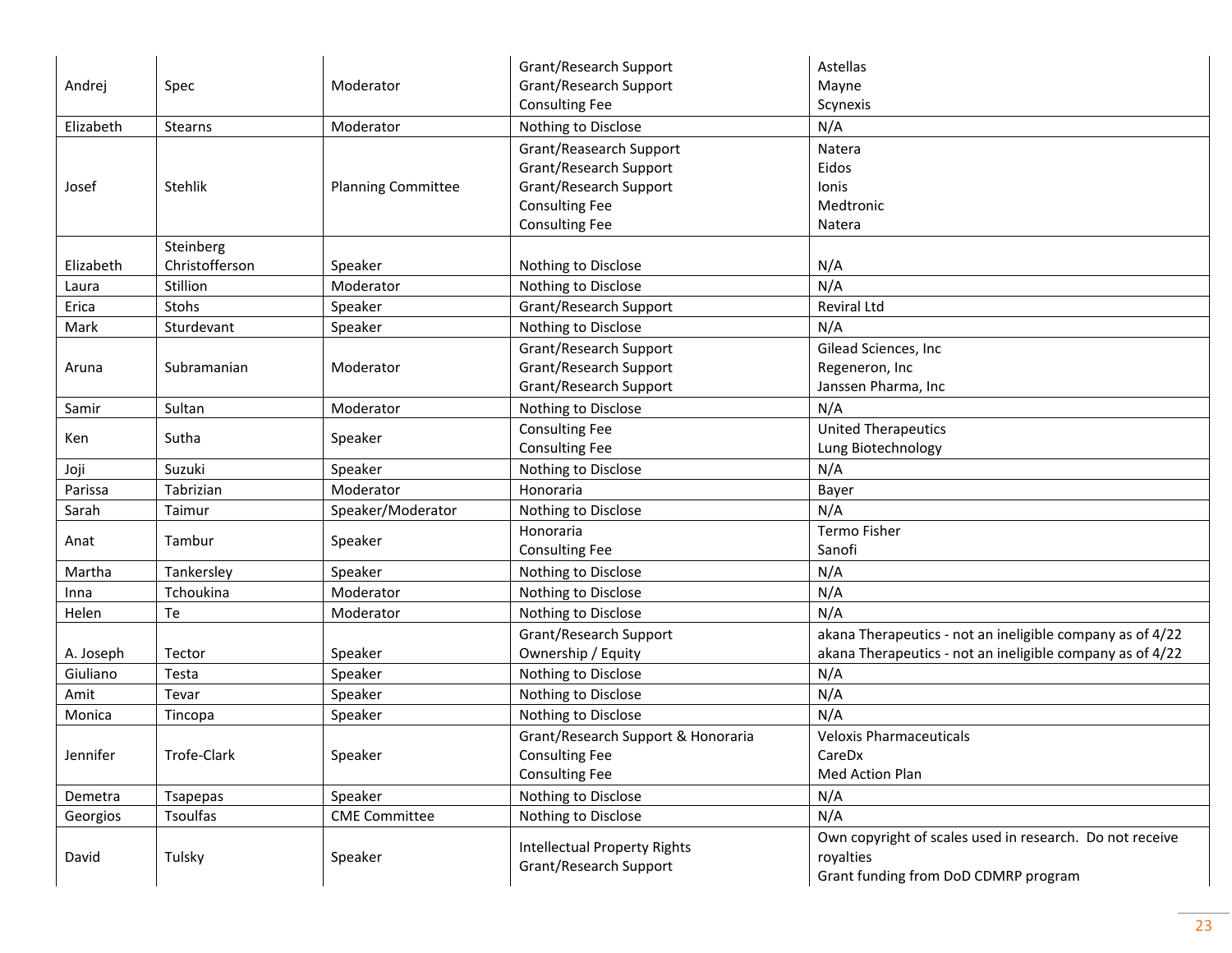| | | | | |
|---|---|---|---|---|
| Andrej | Spec | Moderator | Grant/Research Support<br>Grant/Research Support<br>Consulting Fee | Astellas<br>Mayne<br>Scynexis |
| Elizabeth | Stearns | Moderator | Nothing to Disclose | N/A |
| Josef | Stehlik | Planning Committee | Grant/Reasearch Support<br>Grant/Research Support<br>Grant/Research Support<br>Consulting Fee<br>Consulting Fee | Natera<br>Eidos<br>Ionis<br>Medtronic<br>Natera |
| Elizabeth | Steinberg Christofferson | Speaker | Nothing to Disclose | N/A |
| Laura | Stillion | Moderator | Nothing to Disclose | N/A |
| Erica | Stohs | Speaker | Grant/Research Support | Reviral Ltd |
| Mark | Sturdevant | Speaker | Nothing to Disclose | N/A |
| Aruna | Subramanian | Moderator | Grant/Research Support<br>Grant/Research Support<br>Grant/Research Support | Gilead Sciences, Inc<br>Regeneron, Inc<br>Janssen Pharma, Inc |
| Samir | Sultan | Moderator | Nothing to Disclose | N/A |
| Ken | Sutha | Speaker | Consulting Fee<br>Consulting Fee | United Therapeutics<br>Lung Biotechnology |
| Joji | Suzuki | Speaker | Nothing to Disclose | N/A |
| Parissa | Tabrizian | Moderator | Honoraria | Bayer |
| Sarah | Taimur | Speaker/Moderator | Nothing to Disclose | N/A |
| Anat | Tambur | Speaker | Honoraria<br>Consulting Fee | Termo Fisher<br>Sanofi |
| Martha | Tankersley | Speaker | Nothing to Disclose | N/A |
| Inna | Tchoukina | Moderator | Nothing to Disclose | N/A |
| Helen | Te | Moderator | Nothing to Disclose | N/A |
| A. Joseph | Tector | Speaker | Grant/Research Support<br>Ownership / Equity | akana Therapeutics - not an ineligible company as of 4/22<br>akana Therapeutics - not an ineligible company as of 4/22 |
| Giuliano | Testa | Speaker | Nothing to Disclose | N/A |
| Amit | Tevar | Speaker | Nothing to Disclose | N/A |
| Monica | Tincopa | Speaker | Nothing to Disclose | N/A |
| Jennifer | Trofe-Clark | Speaker | Grant/Research Support & Honoraria<br>Consulting Fee<br>Consulting Fee | Veloxis Pharmaceuticals<br>CareDx<br>Med Action Plan |
| Demetra | Tsapepas | Speaker | Nothing to Disclose | N/A |
| Georgios | Tsoulfas | CME Committee | Nothing to Disclose | N/A |
| David | Tulsky | Speaker | Intellectual Property Rights<br>Grant/Research Support | Own copyright of scales used in research. Do not receive royalties<br>Grant funding from DoD CDMRP program |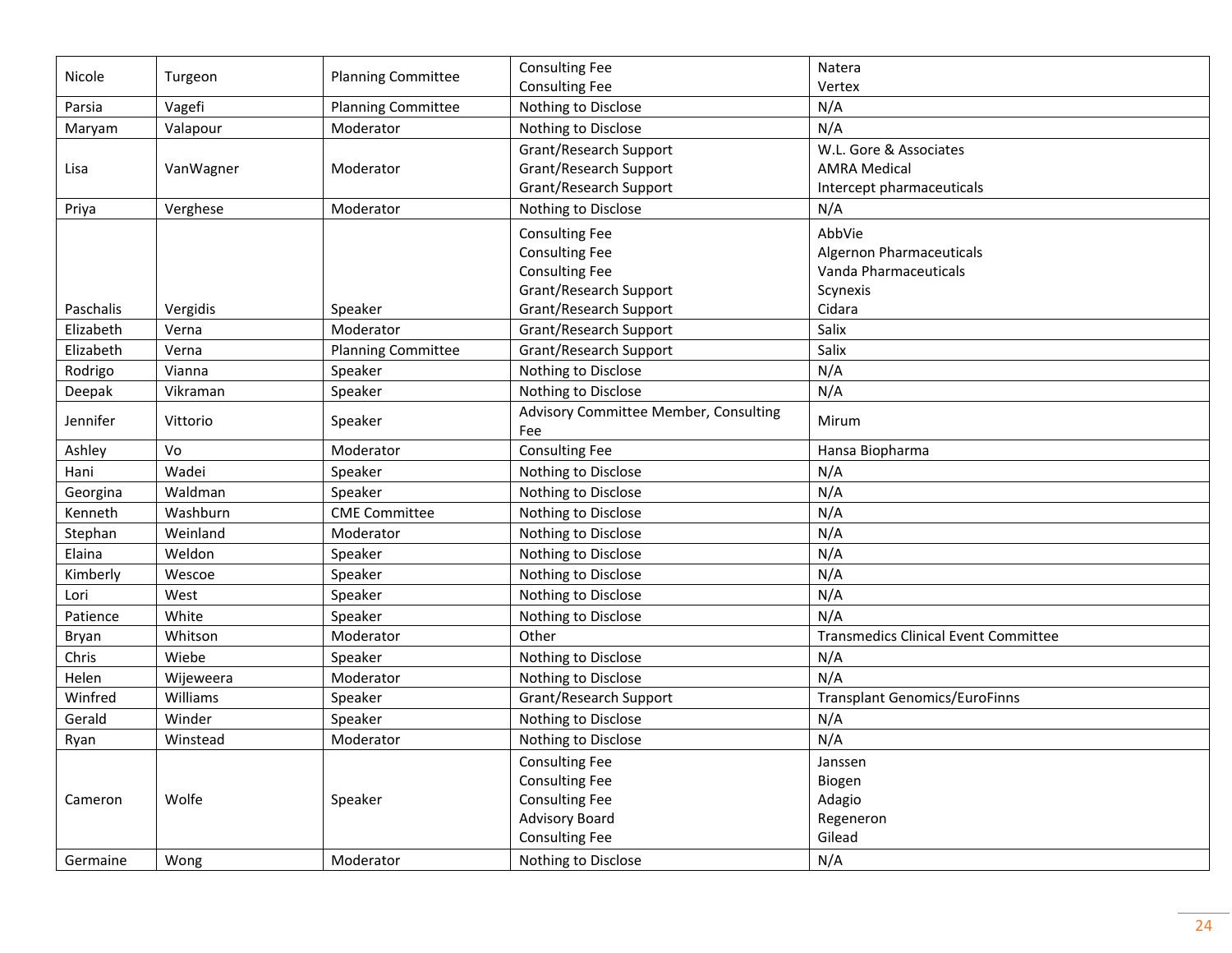| Nicole | Turgeon | Planning Committee | Consulting Fee<br>Consulting Fee | Natera<br>Vertex |
|---|---|---|---|---|
| Parsia | Vagefi | Planning Committee | Nothing to Disclose | N/A |
| Maryam | Valapour | Moderator | Nothing to Disclose | N/A |
| Lisa | VanWagner | Moderator | Grant/Research Support<br>Grant/Research Support<br>Grant/Research Support | W.L. Gore & Associates<br>AMRA Medical<br>Intercept pharmaceuticals |
| Priya | Verghese | Moderator | Nothing to Disclose | N/A |
| Paschalis | Vergidis | Speaker | Consulting Fee<br>Consulting Fee<br>Consulting Fee<br>Grant/Research Support<br>Grant/Research Support | AbbVie<br>Algernon Pharmaceuticals<br>Vanda Pharmaceuticals<br>Scynexis<br>Cidara |
| Elizabeth | Verna | Moderator | Grant/Research Support | Salix |
| Elizabeth | Verna | Planning Committee | Grant/Research Support | Salix |
| Rodrigo | Vianna | Speaker | Nothing to Disclose | N/A |
| Deepak | Vikraman | Speaker | Nothing to Disclose | N/A |
| Jennifer | Vittorio | Speaker | Advisory Committee Member, Consulting Fee | Mirum |
| Ashley | Vo | Moderator | Consulting Fee | Hansa Biopharma |
| Hani | Wadei | Speaker | Nothing to Disclose | N/A |
| Georgina | Waldman | Speaker | Nothing to Disclose | N/A |
| Kenneth | Washburn | CME Committee | Nothing to Disclose | N/A |
| Stephan | Weinland | Moderator | Nothing to Disclose | N/A |
| Elaina | Weldon | Speaker | Nothing to Disclose | N/A |
| Kimberly | Wescoe | Speaker | Nothing to Disclose | N/A |
| Lori | West | Speaker | Nothing to Disclose | N/A |
| Patience | White | Speaker | Nothing to Disclose | N/A |
| Bryan | Whitson | Moderator | Other | Transmedics Clinical Event Committee |
| Chris | Wiebe | Speaker | Nothing to Disclose | N/A |
| Helen | Wijeweera | Moderator | Nothing to Disclose | N/A |
| Winfred | Williams | Speaker | Grant/Research Support | Transplant Genomics/EuroFinns |
| Gerald | Winder | Speaker | Nothing to Disclose | N/A |
| Ryan | Winstead | Moderator | Nothing to Disclose | N/A |
| Cameron | Wolfe | Speaker | Consulting Fee<br>Consulting Fee<br>Consulting Fee<br>Advisory Board<br>Consulting Fee | Janssen<br>Biogen<br>Adagio<br>Regeneron<br>Gilead |
| Germaine | Wong | Moderator | Nothing to Disclose | N/A |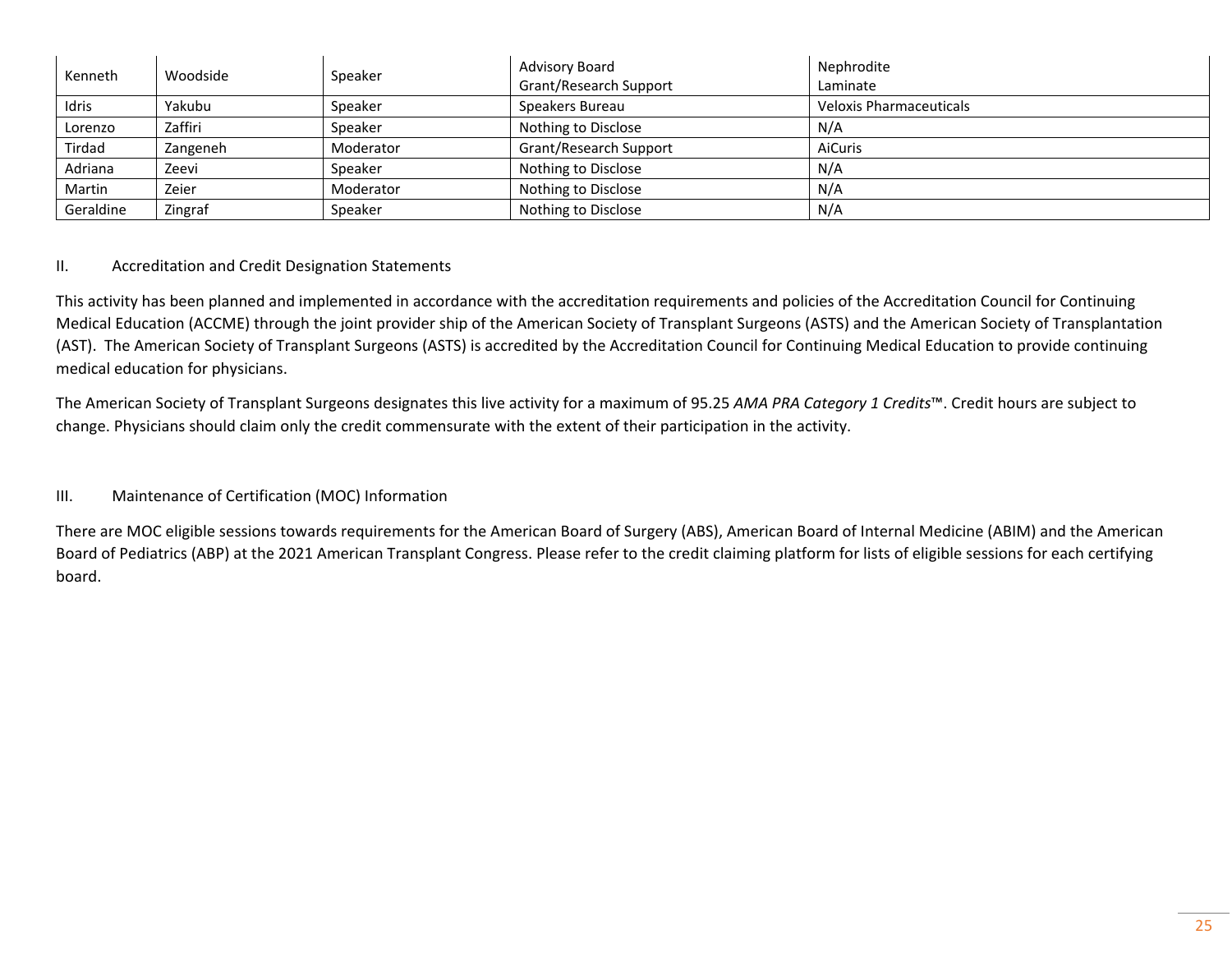| | | | | |
|---|---|---|---|---|
| Kenneth | Woodside | Speaker | Advisory Board<br>Grant/Research Support | Nephrodite<br>Laminate |
| Idris | Yakubu | Speaker | Speakers Bureau | Veloxis Pharmaceuticals |
| Lorenzo | Zaffiri | Speaker | Nothing to Disclose | N/A |
| Tirdad | Zangeneh | Moderator | Grant/Research Support | AiCuris |
| Adriana | Zeevi | Speaker | Nothing to Disclose | N/A |
| Martin | Zeier | Moderator | Nothing to Disclose | N/A |
| Geraldine | Zingraf | Speaker | Nothing to Disclose | N/A |

## II. Accreditation and Credit Designation Statements

This activity has been planned and implemented in accordance with the accreditation requirements and policies of the Accreditation Council for Continuing Medical Education (ACCME) through the joint provider ship of the American Society of Transplant Surgeons (ASTS) and the American Society of Transplantation (AST). The American Society of Transplant Surgeons (ASTS) is accredited by the Accreditation Council for Continuing Medical Education to provide continuing medical education for physicians.

The American Society of Transplant Surgeons designates this live activity for a maximum of 95.25 *AMA PRA Category 1 Credits*™. Credit hours are subject to change. Physicians should claim only the credit commensurate with the extent of their participation in the activity.

## III. Maintenance of Certification (MOC) Information

There are MOC eligible sessions towards requirements for the American Board of Surgery (ABS), American Board of Internal Medicine (ABIM) and the American Board of Pediatrics (ABP) at the 2021 American Transplant Congress. Please refer to the credit claiming platform for lists of eligible sessions for each certifying board.